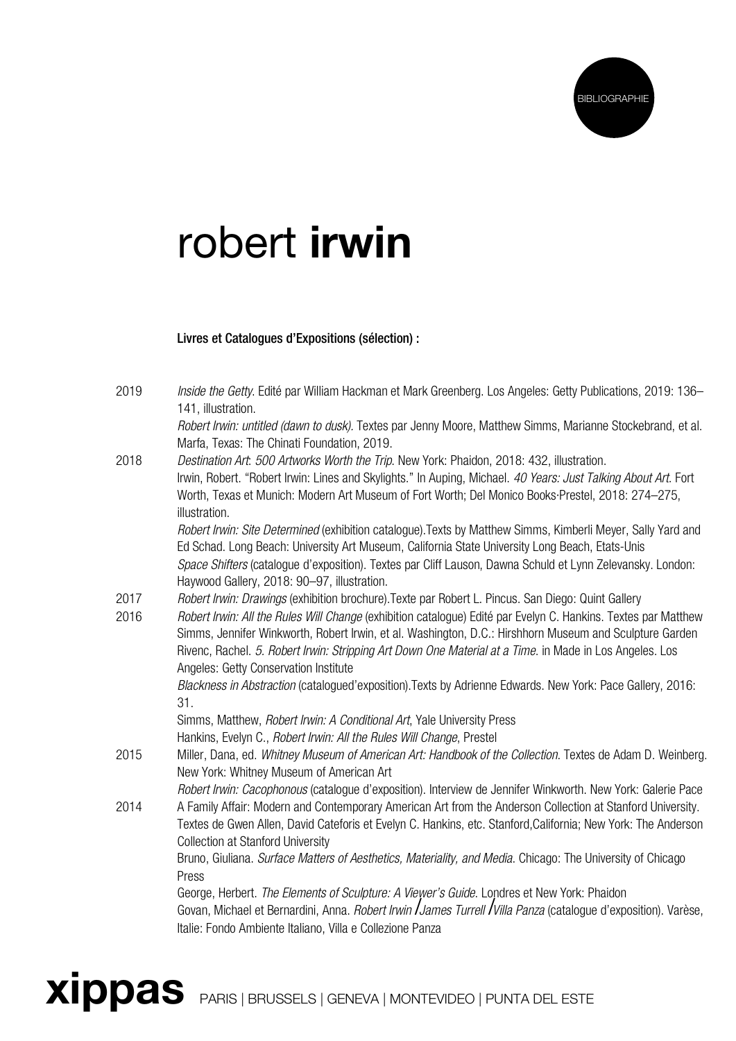BIBLIOGRAPHIE

# robert **irwin**

**Livres et Catalogues d'Expositions (sélection) :**

**2019**

*Inside the Getty.* Edité par William Hackman et Mark Greenberg. Los Angeles: Getty Publications, 2019: 136–141, illustration.

*Robert Irwin: untitled (dawn to dusk).* Textes par Jenny Moore, Matthew Simms, Marianne Stockebrand, et al. Marfa, Texas: The Chinati Foundation, 2019.

**2018**

*Destination Art: 500 Artworks Worth the Trip.* New York: Phaidon, 2018: 432, illustration.

Irwin, Robert. "Robert Irwin: Lines and Skylights." In Auping, Michael. *40 Years: Just Talking About Art.* Fort Worth, Texas et Munich: Modern Art Museum of Fort Worth; Del Monico Books·Prestel, 2018: 274–275, illustration.

*Robert Irwin: Site Determined* (exhibition catalogue).Texts by Matthew Simms, Kimberli Meyer, Sally Yard and Ed Schad. Long Beach: University Art Museum, California State University Long Beach, Etats-Unis

*Space Shifters* (catalogue d'exposition). Textes par Cliff Lauson, Dawna Schuld et Lynn Zelevansky. London: Haywood Gallery, 2018: 90–97, illustration.

**2017**

*Robert Irwin: Drawings* (exhibition brochure).Texte par Robert L. Pincus. San Diego: Quint Gallery

**2016**

*Robert Irwin: All the Rules Will Change* (exhibition catalogue) Edité par Evelyn C. Hankins. Textes par Matthew Simms, Jennifer Winkworth, Robert Irwin, et al. Washington, D.C.: Hirshhorn Museum and Sculpture Garden

Rivenc, Rachel. *5. Robert Irwin: Stripping Art Down One Material at a Time.* in Made in Los Angeles. Los Angeles: Getty Conservation Institute

*Blackness in Abstraction* (catalogued'exposition).Texts by Adrienne Edwards. New York: Pace Gallery, 2016: 31.

Simms, Matthew, *Robert Irwin: A Conditional Art*, Yale University Press

Hankins, Evelyn C., *Robert Irwin: All the Rules Will Change*, Prestel

**2015**

Miller, Dana, ed. *Whitney Museum of American Art: Handbook of the Collection.* Textes de Adam D. Weinberg. New York: Whitney Museum of American Art

*Robert Irwin: Cacophonous* (catalogue d'exposition). Interview de Jennifer Winkworth. New York: Galerie Pace

**2014**

A Family Affair: Modern and Contemporary American Art from the Anderson Collection at Stanford University. Textes de Gwen Allen, David Cateforis et Evelyn C. Hankins, etc. Stanford,California; New York: The Anderson Collection at Stanford University

Bruno, Giuliana. *Surface Matters of Aesthetics, Materiality, and Media.* Chicago: The University of Chicago Press

George, Herbert. *The Elements of Sculpture: A Viewer's Guide.* Londres et New York: Phaidon

Govan, Michael et Bernardini, Anna. *Robert Irwin / James Turrell / Villa Panza* (catalogue d'exposition). Varèse, Italie: Fondo Ambiente Italiano, Villa e Collezione Panza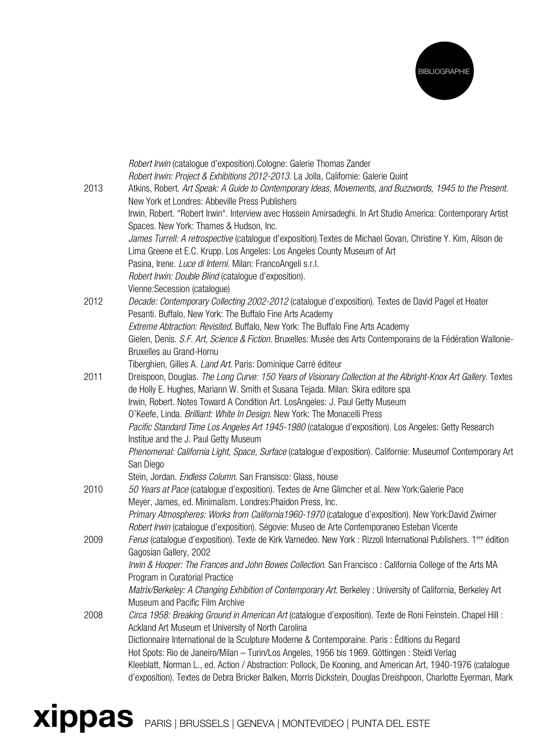*Robert Irwin* (catalogue d'exposition).Cologne: Galerie Thomas Zander

*Robert Irwin: Project & Exhibitions 2012-2013*. La Jolla, Californie: Galerie Quint

**2013**

Atkins, Robert. *Art Speak: A Guide to Contemporary Ideas, Movements, and Buzzwords, 1945 to the Present.* New York et Londres: Abbeville Press Publishers

Irwin, Robert. "Robert Irwin". Interview avec Hossein Amirsadeghi. In Art Studio America: Contemporary Artist Spaces. New York: Thames & Hudson, Inc.

*James Turrell: A retrospective* (catalogue d'exposition).Textes de Michael Govan, Christine Y. Kim, Alison de Lima Greene et E.C. Krupp. Los Angeles: Los Angeles County Museum of Art

Pasina, Irene. *Luce di Interni*. Milan: FrancoAngeli s.r.l.

*Robert Irwin: Double Blind* (catalogue d'exposition).

Vienne:Secession (catalogue)

**2012**

*Decade: Contemporary Collecting 2002-2012* (catalogue d'exposition). Textes de David Pagel et Heater Pesanti. Buffalo, New York: The Buffalo Fine Arts Academy

*Extreme Abtraction: Revisited*. Buffalo, New York: The Buffalo Fine Arts Academy

Gielen, Denis. *S.F. Art, Science & Fiction*. Bruxelles: Musée des Arts Contemporains de la Fédération Wallonie-Bruxelles au Grand-Hornu

Tiberghien, Gilles A. *Land Art*. Paris: Dominique Carré éditeur

**2011**

Dreispoon, Douglas. *The Long Curve: 150 Years of Visionary Collection at the Albright-Knox Art Gallery*. Textes de Holly E. Hughes, Mariann W. Smith et Susana Tejada. Milan: Skira editore spa

Irwin, Robert. Notes Toward A Condition Art. LosAngeles: J. Paul Getty Museum

O'Keefe, Linda. *Brilliant: White In Design*. New York: The Monacelli Press

*Pacific Standard Time Los Angeles Art 1945-1980* (catalogue d'exposition). Los Angeles: Getty Research Institue and the J. Paul Getty Museum

*Phenomenal: California Light, Space, Surface* (catalogue d'exposition). Californie: Museumof Contemporary Art San Diego

Stein, Jordan. *Endless Column*. San Fransisco: Glass, house

**2010**

*50 Years at Pace* (catalogue d'exposition). Textes de Arne Glimcher et al. New York:Galerie Pace

Meyer, James, ed. Minimalism. Londres:Phaidon Press, Inc.

*Primary Atmospheres: Works from California1960-1970* (catalogue d'exposition). New York:David Zwirner

*Robert Irwin* (catalogue d'exposition). Ségovie: Museo de Arte Contemporaneo Esteban Vicente

**2009**

*Ferus* (catalogue d'exposition). Texte de Kirk Varnedeo. New York : Rizzoli International Publishers. 1ère édition Gagosian Gallery, 2002

*Irwin & Hooper: The Frances and John Bowes Collection*. San Francisco : California College of the Arts MA Program in Curatorial Practice

*Matrix/Berkeley: A Changing Exhibition of Contemporary Art*. Berkeley : University of California, Berkeley Art Museum and Pacific Film Archive

**2008**

*Circa 1958: Breaking Ground in American Art* (catalogue d'exposition). Texte de Roni Feinstein. Chapel Hill : Ackland Art Museum et University of North Carolina

Dictionnaire International de la Sculpture Moderne & Contemporaine. Paris : Éditions du Regard

Hot Spots: Rio de Janeiro/Milan – Turin/Los Angeles, 1956 bis 1969. Göttingen : Steidl Verlag

Kleeblatt, Norman L., ed. Action / Abstraction: Pollock, De Kooning, and American Art, 1940-1976 (catalogue d'exposition). Textes de Debra Bricker Balken, Morris Dickstein, Douglas Dreishpoon, Charlotte Eyerman, Mark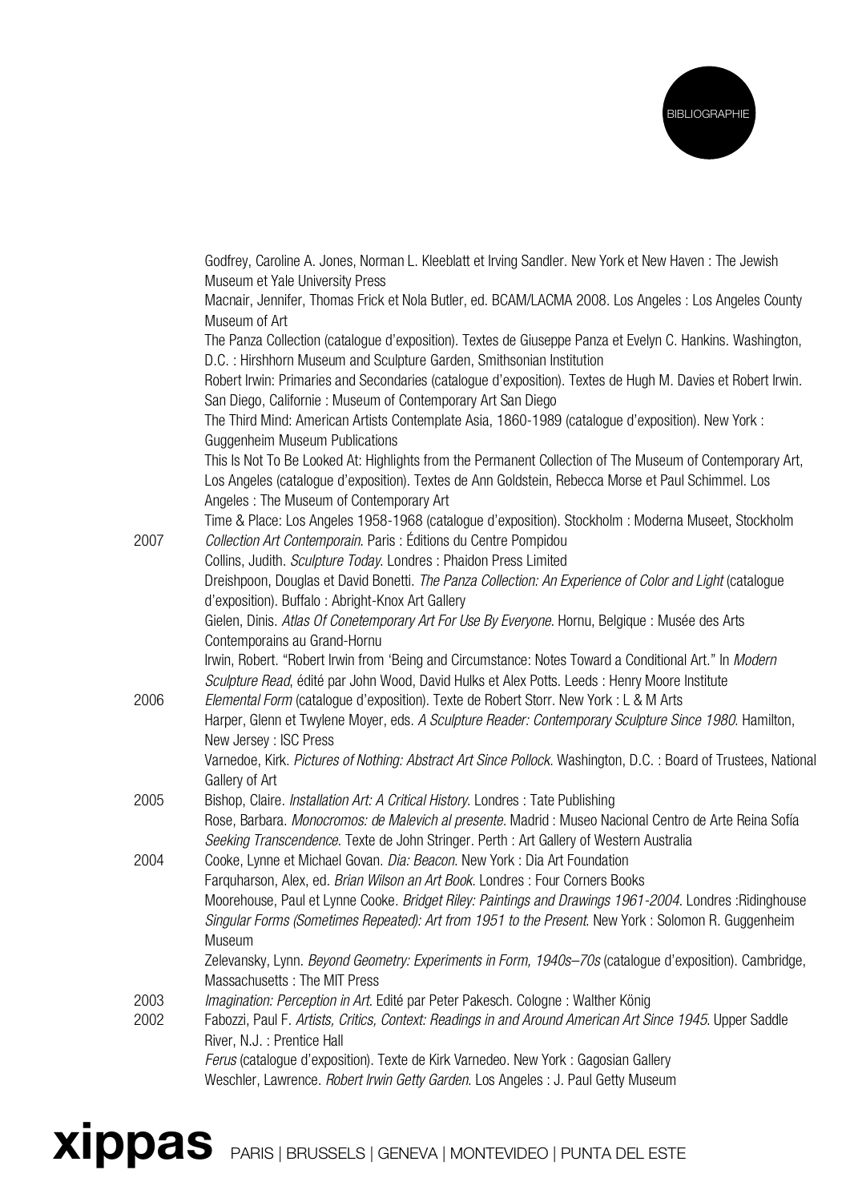Godfrey, Caroline A. Jones, Norman L. Kleeblatt et Irving Sandler. New York et New Haven : The Jewish Museum et Yale University Press

Macnair, Jennifer, Thomas Frick et Nola Butler, ed. BCAM/LACMA 2008. Los Angeles : Los Angeles County Museum of Art

The Panza Collection (catalogue d'exposition). Textes de Giuseppe Panza et Evelyn C. Hankins. Washington, D.C. : Hirshhorn Museum and Sculpture Garden, Smithsonian Institution

Robert Irwin: Primaries and Secondaries (catalogue d'exposition). Textes de Hugh M. Davies et Robert Irwin. San Diego, Californie : Museum of Contemporary Art San Diego

The Third Mind: American Artists Contemplate Asia, 1860-1989 (catalogue d'exposition). New York : Guggenheim Museum Publications

This Is Not To Be Looked At: Highlights from the Permanent Collection of The Museum of Contemporary Art, Los Angeles (catalogue d'exposition). Textes de Ann Goldstein, Rebecca Morse et Paul Schimmel. Los Angeles : The Museum of Contemporary Art

Time & Place: Los Angeles 1958-1968 (catalogue d'exposition). Stockholm : Moderna Museet, Stockholm

**2007**

*Collection Art Contemporain*. Paris : Éditions du Centre Pompidou

Collins, Judith. *Sculpture Today*. Londres : Phaidon Press Limited

Dreishpoon, Douglas et David Bonetti. *The Panza Collection: An Experience of Color and Light* (catalogue d'exposition). Buffalo : Abright-Knox Art Gallery

Gielen, Dinis. *Atlas Of Conetemporary Art For Use By Everyone*. Hornu, Belgique : Musée des Arts Contemporains au Grand-Hornu

Irwin, Robert. "Robert Irwin from 'Being and Circumstance: Notes Toward a Conditional Art." In *Modern Sculpture Read*, édité par John Wood, David Hulks et Alex Potts. Leeds : Henry Moore Institute

**2006**

*Elemental Form* (catalogue d'exposition). Texte de Robert Storr. New York : L & M Arts

Harper, Glenn et Twylene Moyer, eds. *A Sculpture Reader: Contemporary Sculpture Since 1980*. Hamilton, New Jersey : ISC Press

Varnedoe, Kirk. *Pictures of Nothing: Abstract Art Since Pollock*. Washington, D.C. : Board of Trustees, National Gallery of Art

**2005**

Bishop, Claire. *Installation Art: A Critical History*. Londres : Tate Publishing

Rose, Barbara. *Monocromos: de Malevich al presente*. Madrid : Museo Nacional Centro de Arte Reina Sofía

*Seeking Transcendence*. Texte de John Stringer. Perth : Art Gallery of Western Australia

**2004**

Cooke, Lynne et Michael Govan. *Dia: Beacon*. New York : Dia Art Foundation

Farquharson, Alex, ed. *Brian Wilson an Art Book*. Londres : Four Corners Books

Moorehouse, Paul et Lynne Cooke. *Bridget Riley: Paintings and Drawings 1961-2004*. Londres :Ridinghouse

*Singular Forms (Sometimes Repeated): Art from 1951 to the Present*. New York : Solomon R. Guggenheim Museum

Zelevansky, Lynn. *Beyond Geometry: Experiments in Form, 1940s–70s* (catalogue d'exposition). Cambridge, Massachusetts : The MIT Press

**2003**

*Imagination: Perception in Art*. Edité par Peter Pakesch. Cologne : Walther König

**2002**

Fabozzi, Paul F. *Artists, Critics, Context: Readings in and Around American Art Since 1945*. Upper Saddle River, N.J. : Prentice Hall

*Ferus* (catalogue d'exposition). Texte de Kirk Varnedeo. New York : Gagosian Gallery

Weschler, Lawrence. *Robert Irwin Getty Garden*. Los Angeles : J. Paul Getty Museum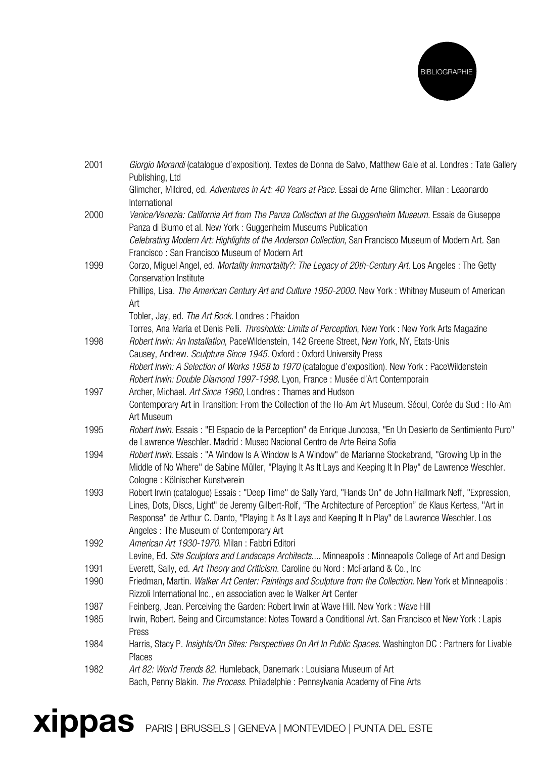BIBLIOGRAPHIE

2001 *Giorgio Morandi* (catalogue d'exposition). Textes de Donna de Salvo, Matthew Gale et al. Londres : Tate Gallery Publishing, Ltd

Glimcher, Mildred, ed. *Adventures in Art: 40 Years at Pace*. Essai de Arne Glimcher. Milan : Leaonardo International

2000 *Venice/Venezia: California Art from The Panza Collection at the Guggenheim Museum*. Essais de Giuseppe Panza di Biumo et al. New York : Guggenheim Museums Publication

*Celebrating Modern Art: Highlights of the Anderson Collection*, San Francisco Museum of Modern Art. San Francisco : San Francisco Museum of Modern Art

1999 Corzo, Miguel Angel, ed. *Mortality Immortality?: The Legacy of 20th-Century Art*. Los Angeles : The Getty Conservation Institute

Phillips, Lisa. *The American Century Art and Culture 1950-2000*. New York : Whitney Museum of American Art

Tobler, Jay, ed. *The Art Book*. Londres : Phaidon

Torres, Ana Maria et Denis Pelli. *Thresholds: Limits of Perception*, New York : New York Arts Magazine

1998 *Robert Irwin: An Installation*, PaceWildenstein, 142 Greene Street, New York, NY, Etats-Unis

Causey, Andrew. *Sculpture Since 1945*. Oxford : Oxford University Press

*Robert Irwin: A Selection of Works 1958 to 1970* (catalogue d'exposition). New York : PaceWildenstein

*Robert Irwin: Double Diamond 1997-1998*. Lyon, France : Musée d'Art Contemporain

1997 Archer, Michael. *Art Since 1960*, Londres : Thames and Hudson

Contemporary Art in Transition: From the Collection of the Ho-Am Art Museum. Séoul, Corée du Sud : Ho-Am Art Museum

1995 *Robert Irwin*. Essais : "El Espacio de la Perception" de Enrique Juncosa, "En Un Desierto de Sentimiento Puro" de Lawrence Weschler. Madrid : Museo Nacional Centro de Arte Reina Sofia

1994 *Robert Irwin*. Essais : "A Window Is A Window Is A Window" de Marianne Stockebrand, "Growing Up in the Middle of No Where" de Sabine Müller, "Playing It As It Lays and Keeping It In Play" de Lawrence Weschler. Cologne : Kölnischer Kunstverein

1993 Robert Irwin (catalogue) Essais : "Deep Time" de Sally Yard, "Hands On" de John Hallmark Neff, "Expression, Lines, Dots, Discs, Light" de Jeremy Gilbert-Rolf, "The Architecture of Perception" de Klaus Kertess, "Art in Response" de Arthur C. Danto, "Playing It As It Lays and Keeping It In Play" de Lawrence Weschler. Los Angeles : The Museum of Contemporary Art

1992 *American Art 1930-1970*. Milan : Fabbri Editori

Levine, Ed. *Site Sculptors and Landscape Architects....* Minneapolis : Minneapolis College of Art and Design

1991 Everett, Sally, ed. *Art Theory and Criticism*. Caroline du Nord : McFarland & Co., Inc

1990 Friedman, Martin. *Walker Art Center: Paintings and Sculpture from the Collection*. New York et Minneapolis : Rizzoli International Inc., en association avec le Walker Art Center

1987 Feinberg, Jean. Perceiving the Garden: Robert Irwin at Wave Hill. New York : Wave Hill

1985 Irwin, Robert. Being and Circumstance: Notes Toward a Conditional Art. San Francisco et New York : Lapis Press

1984 Harris, Stacy P. *Insights/On Sites: Perspectives On Art In Public Spaces*. Washington DC : Partners for Livable Places

1982 *Art 82: World Trends 82*. Humleback, Danemark : Louisiana Museum of Art

Bach, Penny Blakin. *The Process*. Philadelphie : Pennsylvania Academy of Fine Arts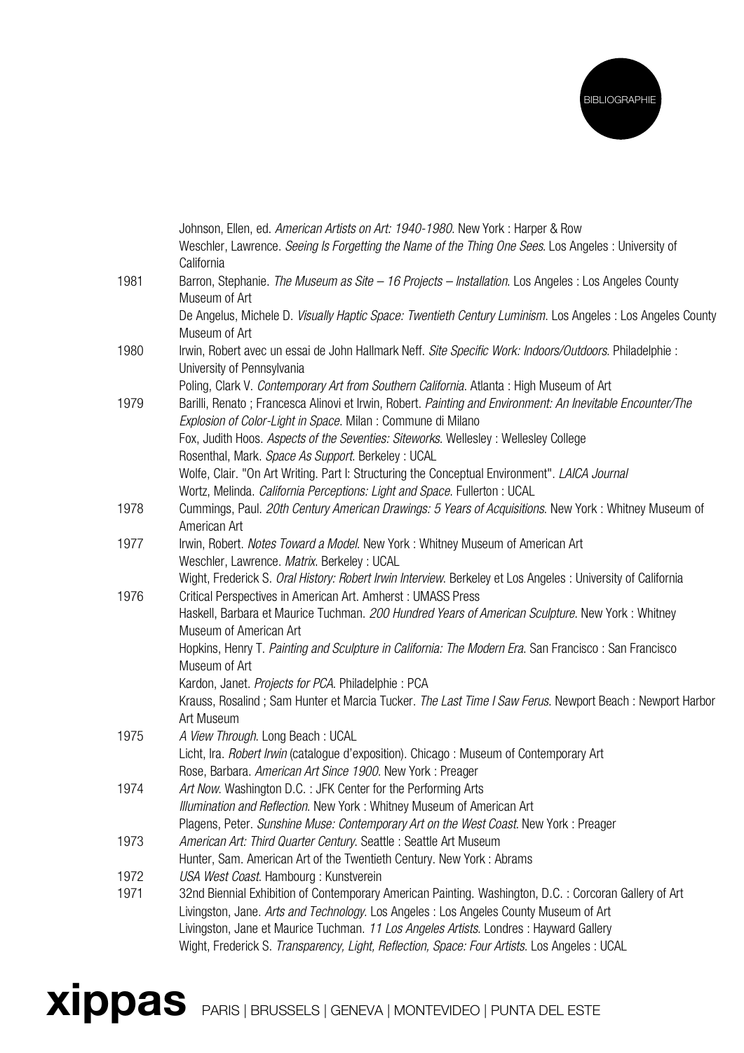Johnson, Ellen, ed. *American Artists on Art: 1940-1980*. New York : Harper & Row

Weschler, Lawrence. *Seeing Is Forgetting the Name of the Thing One Sees*. Los Angeles : University of California

1981 Barron, Stephanie. *The Museum as Site – 16 Projects – Installation*. Los Angeles : Los Angeles County Museum of Art

De Angelus, Michele D. *Visually Haptic Space: Twentieth Century Luminism*. Los Angeles : Los Angeles County Museum of Art

1980 Irwin, Robert avec un essai de John Hallmark Neff. *Site Specific Work: Indoors/Outdoors*. Philadelphie : University of Pennsylvania

Poling, Clark V. *Contemporary Art from Southern California*. Atlanta : High Museum of Art

1979 Barilli, Renato ; Francesca Alinovi et Irwin, Robert. *Painting and Environment: An Inevitable Encounter/The Explosion of Color-Light in Space*. Milan : Commune di Milano

Fox, Judith Hoos. *Aspects of the Seventies: Siteworks*. Wellesley : Wellesley College

Rosenthal, Mark. *Space As Support*. Berkeley : UCAL

Wolfe, Clair. "On Art Writing. Part I: Structuring the Conceptual Environment". *LAICA Journal*

Wortz, Melinda. *California Perceptions: Light and Space*. Fullerton : UCAL

1978 Cummings, Paul. *20th Century American Drawings: 5 Years of Acquisitions*. New York : Whitney Museum of American Art

1977 Irwin, Robert. *Notes Toward a Model*. New York : Whitney Museum of American Art

Weschler, Lawrence. *Matrix*. Berkeley : UCAL

Wight, Frederick S. *Oral History: Robert Irwin Interview*. Berkeley et Los Angeles : University of California

1976 Critical Perspectives in American Art. Amherst : UMASS Press

Haskell, Barbara et Maurice Tuchman. *200 Hundred Years of American Sculpture*. New York : Whitney Museum of American Art

Hopkins, Henry T. *Painting and Sculpture in California: The Modern Era*. San Francisco : San Francisco Museum of Art

Kardon, Janet. *Projects for PCA*. Philadelphie : PCA

Krauss, Rosalind ; Sam Hunter et Marcia Tucker. *The Last Time I Saw Ferus*. Newport Beach : Newport Harbor Art Museum

1975 *A View Through*. Long Beach : UCAL

Licht, Ira. *Robert Irwin* (catalogue d'exposition). Chicago : Museum of Contemporary Art

Rose, Barbara. *American Art Since 1900*. New York : Preager

1974 *Art Now*. Washington D.C. : JFK Center for the Performing Arts

*Illumination and Reflection*. New York : Whitney Museum of American Art

Plagens, Peter. *Sunshine Muse: Contemporary Art on the West Coast*. New York : Preager

1973 *American Art: Third Quarter Century*. Seattle : Seattle Art Museum

Hunter, Sam. American Art of the Twentieth Century. New York : Abrams

1972 *USA West Coast*. Hambourg : Kunstverein

1971 32nd Biennial Exhibition of Contemporary American Painting. Washington, D.C. : Corcoran Gallery of Art

Livingston, Jane. *Arts and Technology*. Los Angeles : Los Angeles County Museum of Art

Livingston, Jane et Maurice Tuchman. *11 Los Angeles Artists*. Londres : Hayward Gallery

Wight, Frederick S. *Transparency, Light, Reflection, Space: Four Artists*. Los Angeles : UCAL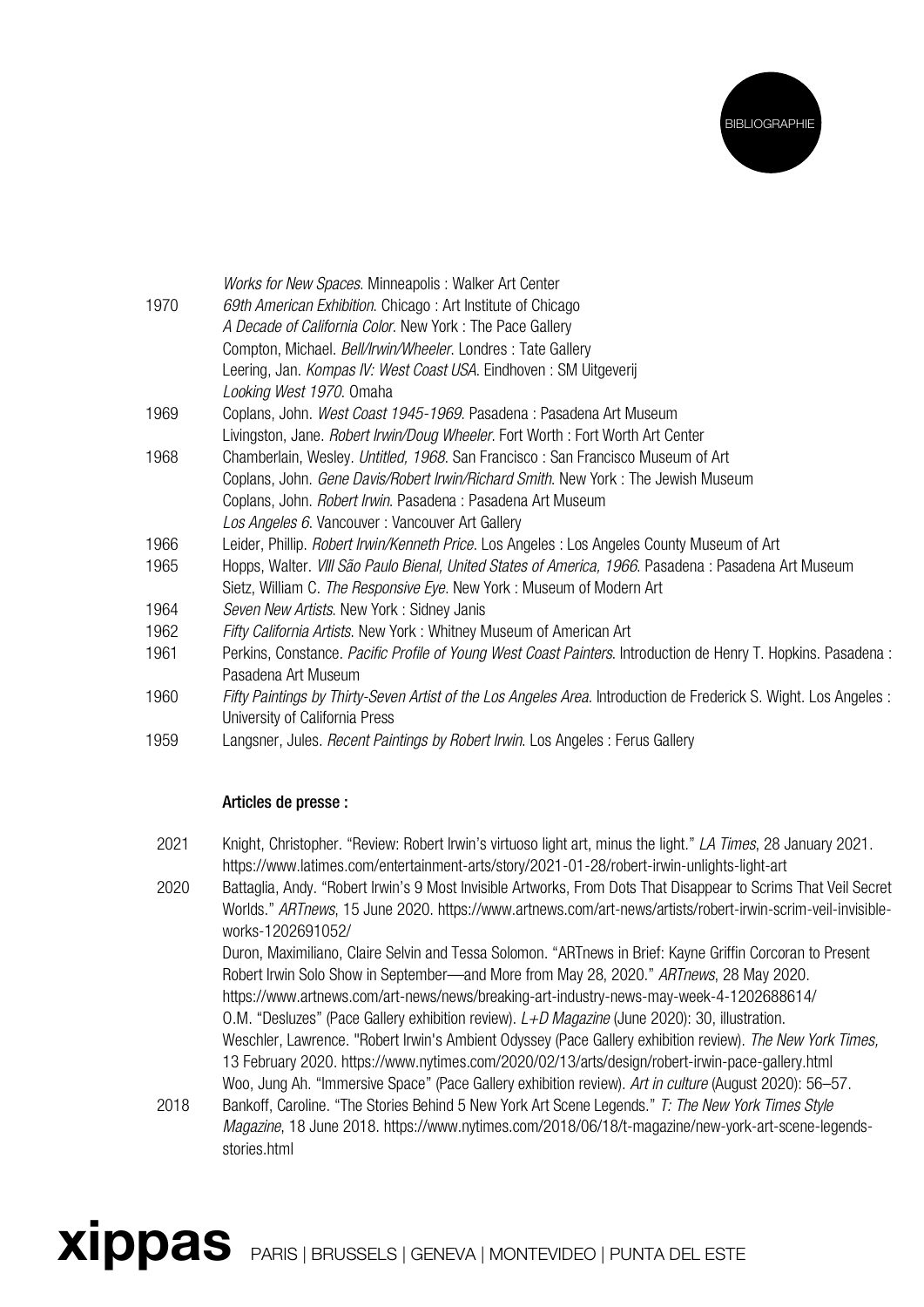*Works for New Spaces*. Minneapolis : Walker Art Center

1970 *69th American Exhibition*. Chicago : Art Institute of Chicago
*A Decade of California Color*. New York : The Pace Gallery
Compton, Michael. *Bell/Irwin/Wheeler*. Londres : Tate Gallery
Leering, Jan. *Kompas IV: West Coast USA*. Eindhoven : SM Uitgeverij
*Looking West 1970*. Omaha

1969 Coplans, John. *West Coast 1945-1969*. Pasadena : Pasadena Art Museum
Livingston, Jane. *Robert Irwin/Doug Wheeler*. Fort Worth : Fort Worth Art Center

1968 Chamberlain, Wesley. *Untitled, 1968*. San Francisco : San Francisco Museum of Art
Coplans, John. *Gene Davis/Robert Irwin/Richard Smith*. New York : The Jewish Museum
Coplans, John. *Robert Irwin*. Pasadena : Pasadena Art Museum
*Los Angeles 6*. Vancouver : Vancouver Art Gallery

1966 Leider, Phillip. *Robert Irwin/Kenneth Price*. Los Angeles : Los Angeles County Museum of Art

1965 Hopps, Walter. *VIII São Paulo Bienal, United States of America, 1966*. Pasadena : Pasadena Art Museum
Sietz, William C. *The Responsive Eye*. New York : Museum of Modern Art

1964 *Seven New Artists*. New York : Sidney Janis

1962 *Fifty California Artists*. New York : Whitney Museum of American Art

1961 Perkins, Constance. *Pacific Profile of Young West Coast Painters*. Introduction de Henry T. Hopkins. Pasadena : Pasadena Art Museum

1960 *Fifty Paintings by Thirty-Seven Artist of the Los Angeles Area*. Introduction de Frederick S. Wight. Los Angeles : University of California Press

1959 Langsner, Jules. *Recent Paintings by Robert Irwin*. Los Angeles : Ferus Gallery

**Articles de presse :**

2021 Knight, Christopher. "Review: Robert Irwin's virtuoso light art, minus the light." *LA Times*, 28 January 2021. https://www.latimes.com/entertainment-arts/story/2021-01-28/robert-irwin-unlights-light-art

2020 Battaglia, Andy. "Robert Irwin's 9 Most Invisible Artworks, From Dots That Disappear to Scrims That Veil Secret Worlds." *ARTnews*, 15 June 2020. https://www.artnews.com/art-news/artists/robert-irwin-scrim-veil-invisible-works-1202691052/
Duron, Maximiliano, Claire Selvin and Tessa Solomon. "ARTnews in Brief: Kayne Griffin Corcoran to Present Robert Irwin Solo Show in September—and More from May 28, 2020." *ARTnews*, 28 May 2020. https://www.artnews.com/art-news/news/breaking-art-industry-news-may-week-4-1202688614/
O.M. "Desluzes" (Pace Gallery exhibition review). *L+D Magazine* (June 2020): 30, illustration.
Weschler, Lawrence. "Robert Irwin's Ambient Odyssey (Pace Gallery exhibition review). *The New York Times,* 13 February 2020. https://www.nytimes.com/2020/02/13/arts/design/robert-irwin-pace-gallery.html
Woo, Jung Ah. "Immersive Space" (Pace Gallery exhibition review). *Art in culture* (August 2020): 56–57.

2018 Bankoff, Caroline. "The Stories Behind 5 New York Art Scene Legends." *T: The New York Times Style Magazine*, 18 June 2018. https://www.nytimes.com/2018/06/18/t-magazine/new-york-art-scene-legends-stories.html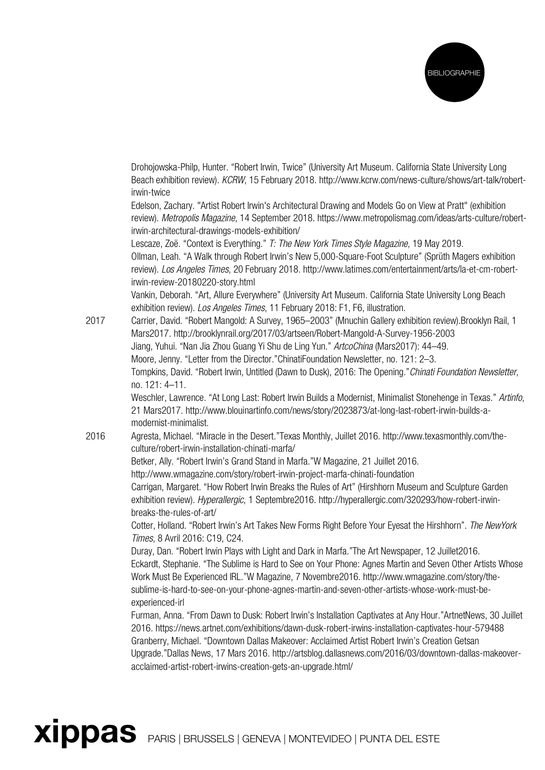Drohojowska-Philp, Hunter. “Robert Irwin, Twice” (University Art Museum. California State University Long Beach exhibition review). *KCRW*, 15 February 2018. http://www.kcrw.com/news-culture/shows/art-talk/robert-irwin-twice

Edelson, Zachary. "Artist Robert Irwin's Architectural Drawing and Models Go on View at Pratt" (exhibition review). *Metropolis Magazine*, 14 September 2018. https://www.metropolismag.com/ideas/arts-culture/robert-irwin-architectural-drawings-models-exhibition/

Lescaze, Zoë. “Context is Everything.” *T: The New York Times Style Magazine*, 19 May 2019.

Ollman, Leah. “A Walk through Robert Irwin’s New 5,000-Square-Foot Sculpture” (Sprüth Magers exhibition review). *Los Angeles Times*, 20 February 2018. http://www.latimes.com/entertainment/arts/la-et-cm-robert-irwin-review-20180220-story.html

Vankin, Deborah. “Art, Allure Everywhere” (University Art Museum. California State University Long Beach exhibition review). *Los Angeles Times*, 11 February 2018: F1, F6, illustration.

2017

Carrier, David. “Robert Mangold: A Survey, 1965–2003” (Mnuchin Gallery exhibition review).Brooklyn Rail, 1 Mars2017. http://brooklynrail.org/2017/03/artseen/Robert-Mangold-A-Survey-1956-2003

Jiang, Yuhui. “Nan Jia Zhou Guang Yi Shu de Ling Yun.” *ArtcoChina* (Mars2017): 44–49.

Moore, Jenny. “Letter from the Director.”ChinatiFoundation Newsletter, no. 121: 2–3.

Tompkins, David. “Robert Irwin, Untitled (Dawn to Dusk), 2016: The Opening.”*Chinati Foundation Newsletter*, no. 121: 4–11.

Weschler, Lawrence. “At Long Last: Robert Irwin Builds a Modernist, Minimalist Stonehenge in Texas.” *Artinfo*, 21 Mars2017. http://www.blouinartinfo.com/news/story/2023873/at-long-last-robert-irwin-builds-a-modernist-minimalist.

2016

Agresta, Michael. “Miracle in the Desert.”Texas Monthly, Juillet 2016. http://www.texasmonthly.com/the-culture/robert-irwin-installation-chinati-marfa/

Betker, Ally. “Robert Irwin’s Grand Stand in Marfa.”W Magazine, 21 Juillet 2016. http://www.wmagazine.com/story/robert-irwin-project-marfa-chinati-foundation

Carrigan, Margaret. “How Robert Irwin Breaks the Rules of Art” (Hirshhorn Museum and Sculpture Garden exhibition review). *Hyperallergic*, 1 Septembre2016. http://hyperallergic.com/320293/how-robert-irwin-breaks-the-rules-of-art/

Cotter, Holland. “Robert Irwin’s Art Takes New Forms Right Before Your Eyesat the Hirshhorn”. *The NewYork Times*, 8 Avril 2016: C19, C24.

Duray, Dan. “Robert Irwin Plays with Light and Dark in Marfa.”The Art Newspaper, 12 Juillet2016.

Eckardt, Stephanie. “The Sublime is Hard to See on Your Phone: Agnes Martin and Seven Other Artists Whose Work Must Be Experienced IRL.”W Magazine, 7 Novembre2016. http://www.wmagazine.com/story/the-sublime-is-hard-to-see-on-your-phone-agnes-martin-and-seven-other-artists-whose-work-must-be-experienced-irl

Furman, Anna. “From Dawn to Dusk: Robert Irwin’s Installation Captivates at Any Hour.”ArtnetNews, 30 Juillet 2016. https://news.artnet.com/exhibitions/dawn-dusk-robert-irwins-installation-captivates-hour-579488

Granberry, Michael. “Downtown Dallas Makeover: Acclaimed Artist Robert Irwin’s Creation Getsan Upgrade.”Dallas News, 17 Mars 2016. http://artsblog.dallasnews.com/2016/03/downtown-dallas-makeover-acclaimed-artist-robert-irwins-creation-gets-an-upgrade.html/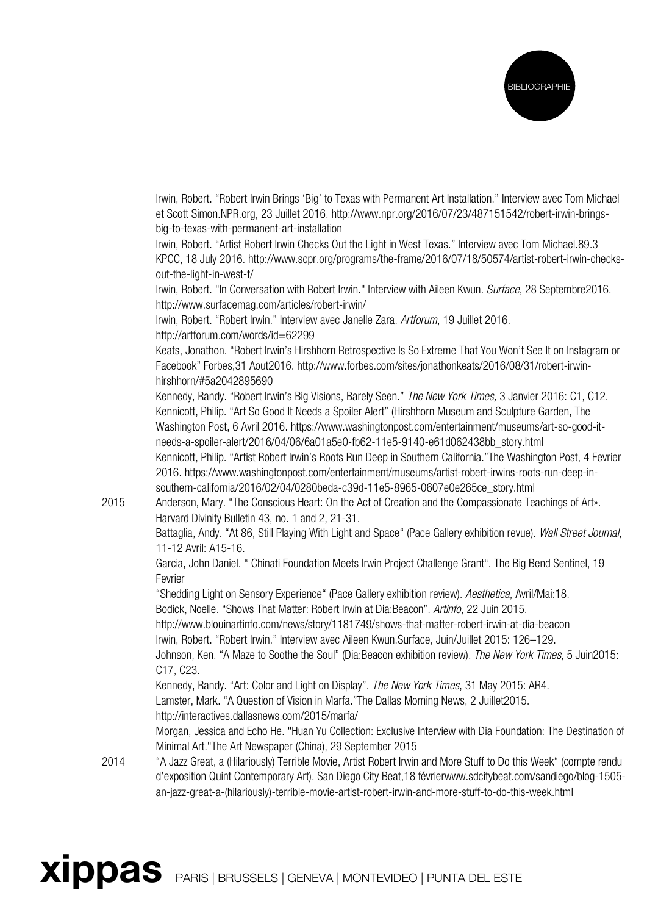Irwin, Robert. “Robert Irwin Brings ‘Big’ to Texas with Permanent Art Installation.” Interview avec Tom Michael et Scott Simon.NPR.org, 23 Juillet 2016. http://www.npr.org/2016/07/23/487151542/robert-irwin-brings-big-to-texas-with-permanent-art-installation

Irwin, Robert. “Artist Robert Irwin Checks Out the Light in West Texas.” Interview avec Tom Michael.89.3 KPCC, 18 July 2016. http://www.scpr.org/programs/the-frame/2016/07/18/50574/artist-robert-irwin-checks-out-the-light-in-west-t/

Irwin, Robert. "In Conversation with Robert Irwin." Interview with Aileen Kwun. *Surface*, 28 Septembre2016. http://www.surfacemag.com/articles/robert-irwin/

Irwin, Robert. “Robert Irwin.” Interview avec Janelle Zara. *Artforum*, 19 Juillet 2016. http://artforum.com/words/id=62299

Keats, Jonathon. “Robert Irwin’s Hirshhorn Retrospective Is So Extreme That You Won’t See It on Instagram or Facebook” Forbes,31 Aout2016. http://www.forbes.com/sites/jonathonkeats/2016/08/31/robert-irwin-hirshhorn/#5a2042895690

Kennedy, Randy. “Robert Irwin’s Big Visions, Barely Seen.” *The New York Times,* 3 Janvier 2016: C1, C12.

Kennicott, Philip. “Art So Good It Needs a Spoiler Alert” (Hirshhorn Museum and Sculpture Garden, The Washington Post, 6 Avril 2016. https://www.washingtonpost.com/entertainment/museums/art-so-good-it-needs-a-spoiler-alert/2016/04/06/6a01a5e0-fb62-11e5-9140-e61d062438bb_story.html

Kennicott, Philip. “Artist Robert Irwin’s Roots Run Deep in Southern California.”The Washington Post, 4 Fevrier 2016. https://www.washingtonpost.com/entertainment/museums/artist-robert-irwins-roots-run-deep-in-southern-california/2016/02/04/0280beda-c39d-11e5-8965-0607e0e265ce_story.html

2015

Anderson, Mary. “The Conscious Heart: On the Act of Creation and the Compassionate Teachings of Art». Harvard Divinity Bulletin 43, no. 1 and 2, 21-31.

Battaglia, Andy. “At 86, Still Playing With Light and Space“ (Pace Gallery exhibition revue). *Wall Street Journal*, 11-12 Avril: A15-16.

Garcia, John Daniel. “ Chinati Foundation Meets Irwin Project Challenge Grant“. The Big Bend Sentinel, 19 Fevrier

“Shedding Light on Sensory Experience“ (Pace Gallery exhibition review). *Aesthetica*, Avril/Mai:18.

Bodick, Noelle. “Shows That Matter: Robert Irwin at Dia:Beacon”. *Artinfo*, 22 Juin 2015. http://www.blouinartinfo.com/news/story/1181749/shows-that-matter-robert-irwin-at-dia-beacon

Irwin, Robert. “Robert Irwin.” Interview avec Aileen Kwun.Surface, Juin/Juillet 2015: 126–129.

Johnson, Ken. “A Maze to Soothe the Soul” (Dia:Beacon exhibition review). *The New York Times*, 5 Juin2015: C17, C23.

Kennedy, Randy. “Art: Color and Light on Display”. *The New York Times*, 31 May 2015: AR4.

Lamster, Mark. “A Question of Vision in Marfa.”The Dallas Morning News, 2 Juillet2015. http://interactives.dallasnews.com/2015/marfa/

Morgan, Jessica and Echo He. "Huan Yu Collection: Exclusive Interview with Dia Foundation: The Destination of Minimal Art."The Art Newspaper (China), 29 September 2015

2014

“A Jazz Great, a (Hilariously) Terrible Movie, Artist Robert Irwin and More Stuff to Do this Week“ (compte rendu d’exposition Quint Contemporary Art). San Diego City Beat,18 févrierwww.sdcitybeat.com/sandiego/blog-1505-an-jazz-great-a-(hilariously)-terrible-movie-artist-robert-irwin-and-more-stuff-to-do-this-week.html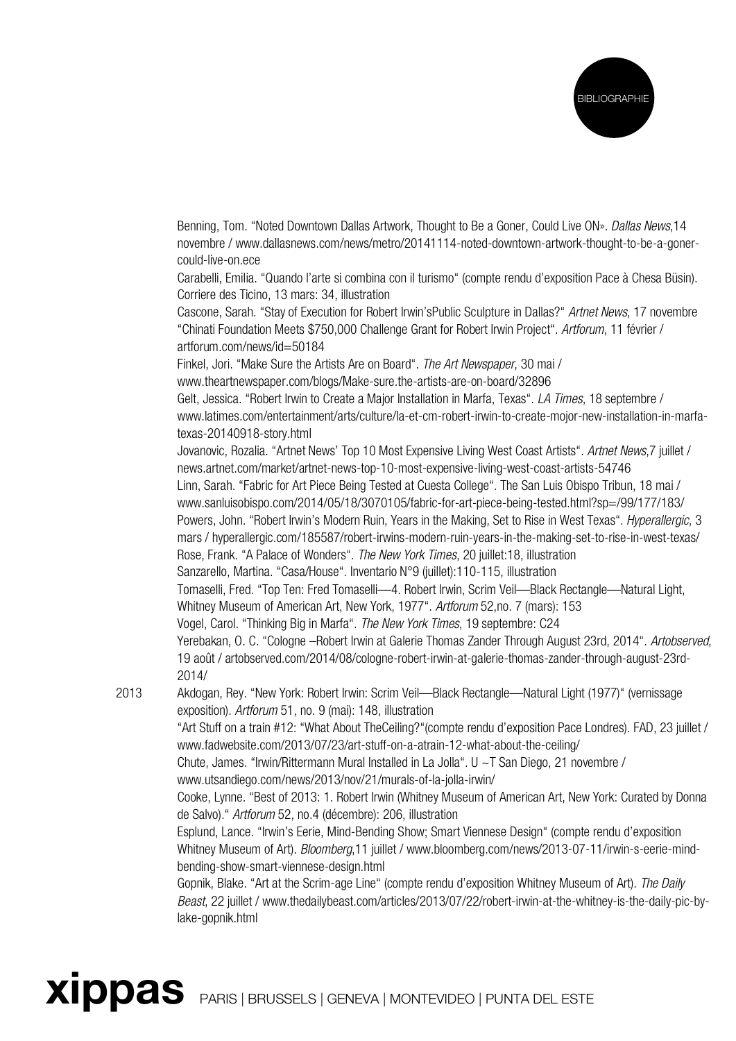Benning, Tom. “Noted Downtown Dallas Artwork, Thought to Be a Goner, Could Live ON». *Dallas News*,14 novembre / www.dallasnews.com/news/metro/20141114-noted-downtown-artwork-thought-to-be-a-goner-could-live-on.ece

Carabelli, Emilia. “Quando l’arte si combina con il turismo“ (compte rendu d’exposition Pace à Chesa Büsin). Corriere des Ticino, 13 mars: 34, illustration

Cascone, Sarah. “Stay of Execution for Robert Irwin’sPublic Sculpture in Dallas?“ *Artnet News*, 17 novembre

“Chinati Foundation Meets $750,000 Challenge Grant for Robert Irwin Project“. *Artforum*, 11 février / artforum.com/news/id=50184

Finkel, Jori. “Make Sure the Artists Are on Board“. *The Art Newspaper*, 30 mai / www.theartnewspaper.com/blogs/Make-sure.the-artists-are-on-board/32896

Gelt, Jessica. “Robert Irwin to Create a Major Installation in Marfa, Texas“. *LA Times*, 18 septembre / www.latimes.com/entertainment/arts/culture/la-et-cm-robert-irwin-to-create-mojor-new-installation-in-marfa-texas-20140918-story.html

Jovanovic, Rozalia. “Artnet News’ Top 10 Most Expensive Living West Coast Artists“. *Artnet News*,7 juillet / news.artnet.com/market/artnet-news-top-10-most-expensive-living-west-coast-artists-54746

Linn, Sarah. “Fabric for Art Piece Being Tested at Cuesta College“. The San Luis Obispo Tribun, 18 mai / www.sanluisobispo.com/2014/05/18/3070105/fabric-for-art-piece-being-tested.html?sp=/99/177/183/

Powers, John. “Robert Irwin’s Modern Ruin, Years in the Making, Set to Rise in West Texas“. *Hyperallergic*, 3 mars / hyperallergic.com/185587/robert-irwins-modern-ruin-years-in-the-making-set-to-rise-in-west-texas/

Rose, Frank. “A Palace of Wonders“. *The New York Times*, 20 juillet:18, illustration

Sanzarello, Martina. “Casa/House“. Inventario N°9 (juillet):110-115, illustration

Tomaselli, Fred. “Top Ten: Fred Tomaselli—4. Robert Irwin, Scrim Veil—Black Rectangle—Natural Light, Whitney Museum of American Art, New York, 1977“. *Artforum* 52,no. 7 (mars): 153

Vogel, Carol. “Thinking Big in Marfa“. *The New York Times*, 19 septembre: C24

Yerebakan, O. C. “Cologne –Robert Irwin at Galerie Thomas Zander Through August 23rd, 2014“. *Artobserved*, 19 août / artobserved.com/2014/08/cologne-robert-irwin-at-galerie-thomas-zander-through-august-23rd-2014/

**2013**

Akdogan, Rey. “New York: Robert Irwin: Scrim Veil—Black Rectangle—Natural Light (1977)“ (vernissage exposition). *Artforum* 51, no. 9 (mai): 148, illustration

“Art Stuff on a train #12: “What About TheCeiling?“(compte rendu d’exposition Pace Londres). FAD, 23 juillet / www.fadwebsite.com/2013/07/23/art-stuff-on-a-atrain-12-what-about-the-ceiling/

Chute, James. “Irwin/Rittermann Mural Installed in La Jolla“. U ~T San Diego, 21 novembre / www.utsandiego.com/news/2013/nov/21/murals-of-la-jolla-irwin/

Cooke, Lynne. “Best of 2013: 1. Robert Irwin (Whitney Museum of American Art, New York: Curated by Donna de Salvo).“ *Artforum* 52, no.4 (décembre): 206, illustration

Esplund, Lance. “Irwin’s Eerie, Mind-Bending Show; Smart Viennese Design“ (compte rendu d’exposition Whitney Museum of Art). *Bloomberg*,11 juillet / www.bloomberg.com/news/2013-07-11/irwin-s-eerie-mind-bending-show-smart-viennese-design.html

Gopnik, Blake. “Art at the Scrim-age Line“ (compte rendu d’exposition Whitney Museum of Art). *The Daily Beast*, 22 juillet / www.thedailybeast.com/articles/2013/07/22/robert-irwin-at-the-whitney-is-the-daily-pic-by-lake-gopnik.html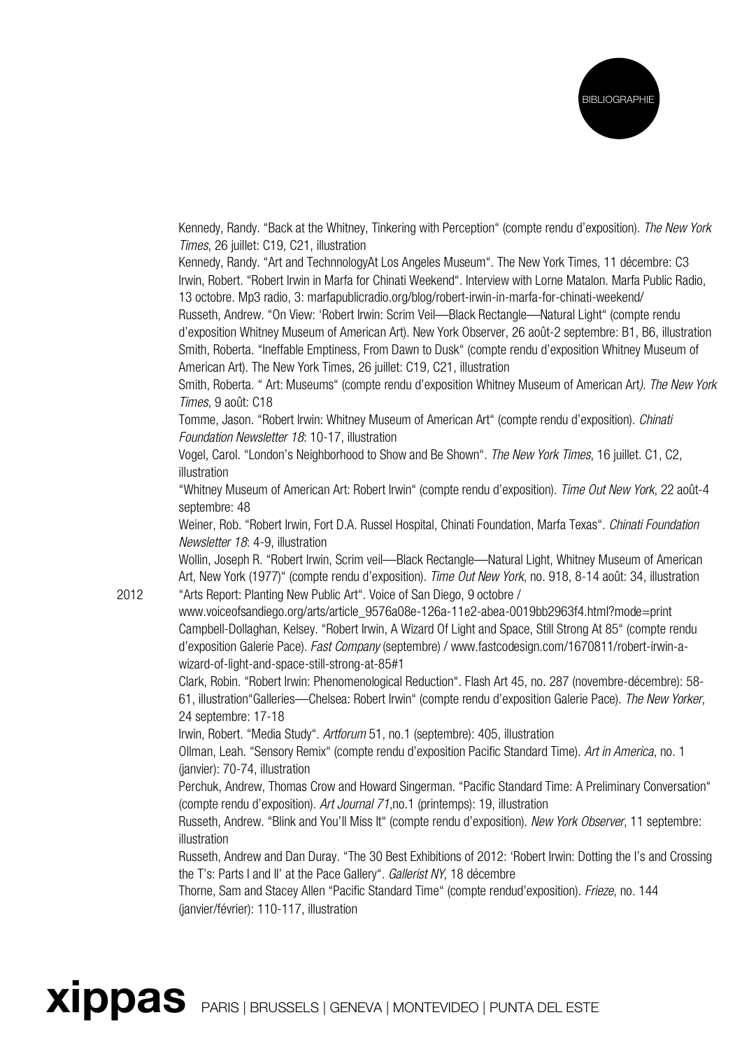Kennedy, Randy. "Back at the Whitney, Tinkering with Perception" (compte rendu d'exposition). *The New York Times*, 26 juillet: C19, C21, illustration

Kennedy, Randy. "Art and TechnnologyAt Los Angeles Museum". The New York Times, 11 décembre: C3

Irwin, Robert. "Robert Irwin in Marfa for Chinati Weekend". Interview with Lorne Matalon. Marfa Public Radio, 13 octobre. Mp3 radio, 3: marfapublicradio.org/blog/robert-irwin-in-marfa-for-chinati-weekend/

Russeth, Andrew. "On View: 'Robert Irwin: Scrim Veil—Black Rectangle—Natural Light" (compte rendu d'exposition Whitney Museum of American Art). New York Observer, 26 août-2 septembre: B1, B6, illustration

Smith, Roberta. "Ineffable Emptiness, From Dawn to Dusk" (compte rendu d'exposition Whitney Museum of American Art). The New York Times, 26 juillet: C19, C21, illustration

Smith, Roberta. " Art: Museums" (compte rendu d'exposition Whitney Museum of American Art*). The New York Times*, 9 août: C18

Tomme, Jason. "Robert Irwin: Whitney Museum of American Art" (compte rendu d'exposition). *Chinati Foundation Newsletter 18*: 10-17, illustration

Vogel, Carol. "London's Neighborhood to Show and Be Shown". *The New York Times*, 16 juillet. C1, C2, illustration

"Whitney Museum of American Art: Robert Irwin" (compte rendu d'exposition). *Time Out New York*, 22 août-4 septembre: 48

Weiner, Rob. "Robert Irwin, Fort D.A. Russel Hospital, Chinati Foundation, Marfa Texas". *Chinati Foundation Newsletter 18*: 4-9, illustration

Wollin, Joseph R. "Robert Irwin, Scrim veil—Black Rectangle—Natural Light, Whitney Museum of American Art, New York (1977)" (compte rendu d'exposition). *Time Out New York*, no. 918, 8-14 août: 34, illustration

2012

"Arts Report: Planting New Public Art". Voice of San Diego, 9 octobre / www.voiceofsandiego.org/arts/article_9576a08e-126a-11e2-abea-0019bb2963f4.html?mode=print

Campbell-Dollaghan, Kelsey. "Robert Irwin, A Wizard Of Light and Space, Still Strong At 85" (compte rendu d'exposition Galerie Pace). *Fast Company* (septembre) / www.fastcodesign.com/1670811/robert-irwin-a-wizard-of-light-and-space-still-strong-at-85#1

Clark, Robin. "Robert Irwin: Phenomenological Reduction". Flash Art 45, no. 287 (novembre-décembre): 58-61, illustration"Galleries—Chelsea: Robert Irwin" (compte rendu d'exposition Galerie Pace). *The New Yorker*, 24 septembre: 17-18

Irwin, Robert. "Media Study". *Artforum* 51, no.1 (septembre): 405, illustration

Ollman, Leah. "Sensory Remix" (compte rendu d'exposition Pacific Standard Time). *Art in America*, no. 1 (janvier): 70-74, illustration

Perchuk, Andrew, Thomas Crow and Howard Singerman. "Pacific Standard Time: A Preliminary Conversation" (compte rendu d'exposition). *Art Journal 71*,no.1 (printemps): 19, illustration

Russeth, Andrew. "Blink and You'll Miss It" (compte rendu d'exposition). *New York Observer*, 11 septembre: illustration

Russeth, Andrew and Dan Duray. "The 30 Best Exhibitions of 2012: 'Robert Irwin: Dotting the I's and Crossing the T's: Parts I and II' at the Pace Gallery". *Gallerist NY*, 18 décembre

Thorne, Sam and Stacey Allen "Pacific Standard Time" (compte rendud'exposition). *Frieze*, no. 144 (janvier/février): 110-117, illustration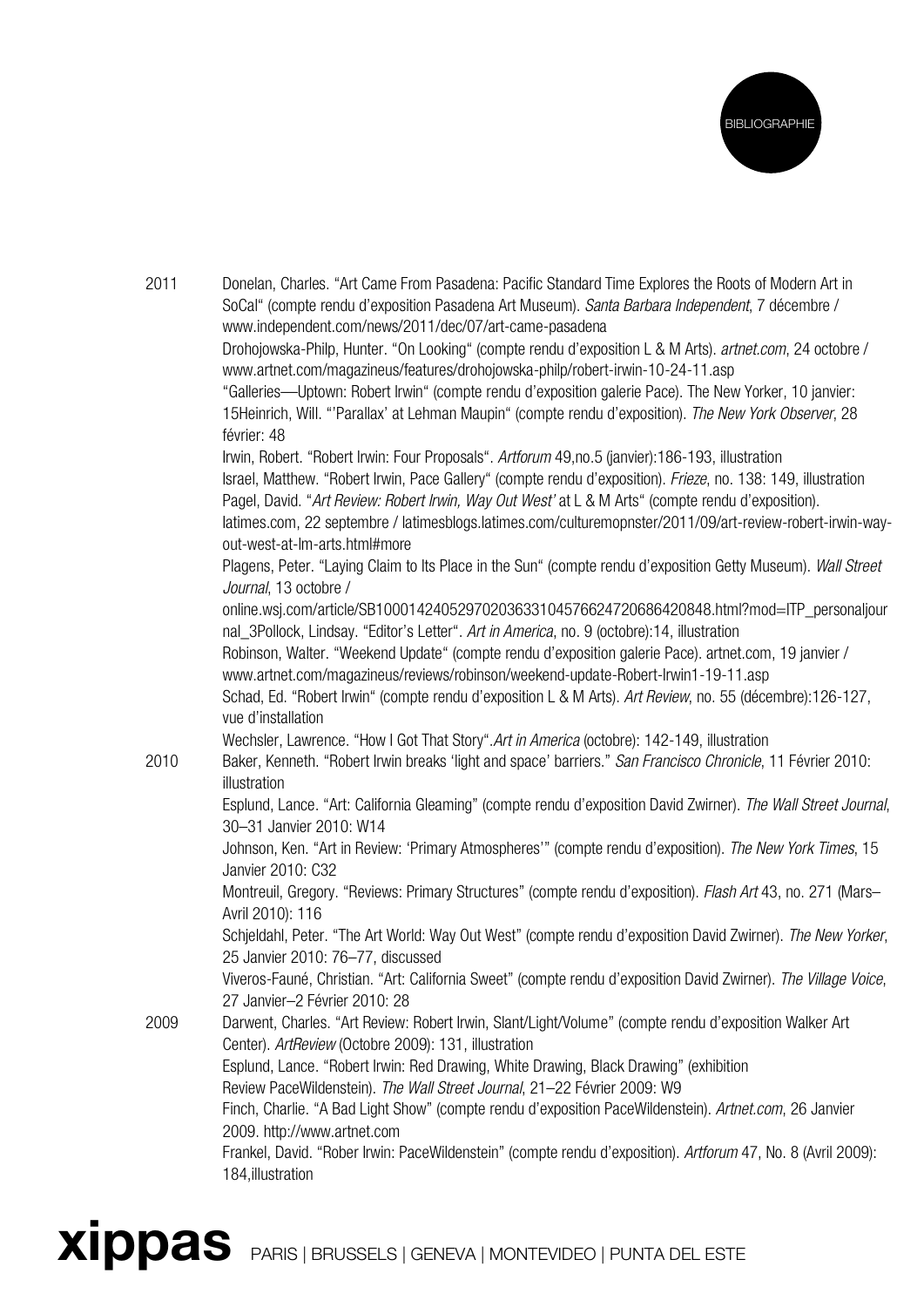BIBLIOGRAPHIE

2011

Donelan, Charles. "Art Came From Pasadena: Pacific Standard Time Explores the Roots of Modern Art in SoCal" (compte rendu d'exposition Pasadena Art Museum). *Santa Barbara Independent*, 7 décembre / www.independent.com/news/2011/dec/07/art-came-pasadena

Drohojowska-Philp, Hunter. "On Looking" (compte rendu d'exposition L & M Arts). *artnet.com*, 24 octobre / www.artnet.com/magazineus/features/drohojowska-philp/robert-irwin-10-24-11.asp

"Galleries—Uptown: Robert Irwin" (compte rendu d'exposition galerie Pace). The New Yorker, 10 janvier: 15Heinrich, Will. "'Parallax' at Lehman Maupin" (compte rendu d'exposition). *The New York Observer*, 28 février: 48

Irwin, Robert. "Robert Irwin: Four Proposals". *Artforum* 49,no.5 (janvier):186-193, illustration

Israel, Matthew. "Robert Irwin, Pace Gallery" (compte rendu d'exposition). *Frieze*, no. 138: 149, illustration

Pagel, David. "*Art Review: Robert Irwin, Way Out West'* at L & M Arts" (compte rendu d'exposition). latimes.com, 22 septembre / latimesblogs.latimes.com/culturemopnster/2011/09/art-review-robert-irwin-way-out-west-at-lm-arts.html#more

Plagens, Peter. "Laying Claim to Its Place in the Sun" (compte rendu d'exposition Getty Museum). *Wall Street Journal*, 13 octobre / online.wsj.com/article/SB10001424052970203633104576624720686420848.html?mod=ITP_personaljournal_3Pollock, Lindsay. "Editor's Letter". *Art in America*, no. 9 (octobre):14, illustration

Robinson, Walter. "Weekend Update" (compte rendu d'exposition galerie Pace). artnet.com, 19 janvier / www.artnet.com/magazineus/reviews/robinson/weekend-update-Robert-Irwin1-19-11.asp

Schad, Ed. "Robert Irwin" (compte rendu d'exposition L & M Arts). *Art Review*, no. 55 (décembre):126-127, vue d'installation

Wechsler, Lawrence. "How I Got That Story".*Art in America* (octobre): 142-149, illustration

2010

Baker, Kenneth. "Robert Irwin breaks 'light and space' barriers." *San Francisco Chronicle*, 11 Février 2010: illustration

Esplund, Lance. "Art: California Gleaming" (compte rendu d'exposition David Zwirner). *The Wall Street Journal*, 30–31 Janvier 2010: W14

Johnson, Ken. "Art in Review: 'Primary Atmospheres'" (compte rendu d'exposition). *The New York Times*, 15 Janvier 2010: C32

Montreuil, Gregory. "Reviews: Primary Structures" (compte rendu d'exposition). *Flash Art* 43, no. 271 (Mars–Avril 2010): 116

Schjeldahl, Peter. "The Art World: Way Out West" (compte rendu d'exposition David Zwirner). *The New Yorker*, 25 Janvier 2010: 76–77, discussed

Viveros-Fauné, Christian. "Art: California Sweet" (compte rendu d'exposition David Zwirner). *The Village Voice*, 27 Janvier–2 Février 2010: 28

2009

Darwent, Charles. "Art Review: Robert Irwin, Slant/Light/Volume" (compte rendu d'exposition Walker Art Center). *ArtReview* (Octobre 2009): 131, illustration

Esplund, Lance. "Robert Irwin: Red Drawing, White Drawing, Black Drawing" (exhibition Review PaceWildenstein). *The Wall Street Journal*, 21–22 Février 2009: W9

Finch, Charlie. "A Bad Light Show" (compte rendu d'exposition PaceWildenstein). *Artnet.com*, 26 Janvier 2009. http://www.artnet.com

Frankel, David. "Rober Irwin: PaceWildenstein" (compte rendu d'exposition). *Artforum* 47, No. 8 (Avril 2009): 184,illustration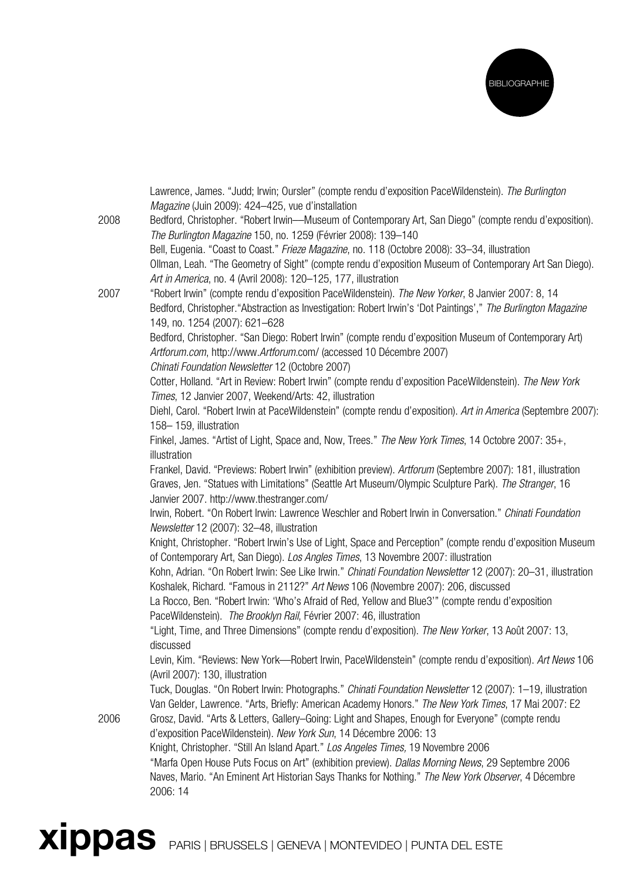Lawrence, James. "Judd; Irwin; Oursler" (compte rendu d'exposition PaceWildenstein). *The Burlington Magazine* (Juin 2009): 424–425, vue d'installation

**2008**

Bedford, Christopher. "Robert Irwin—Museum of Contemporary Art, San Diego" (compte rendu d'exposition). *The Burlington Magazine* 150, no. 1259 (Février 2008): 139–140

Bell, Eugenia. "Coast to Coast." *Frieze Magazine*, no. 118 (Octobre 2008): 33–34, illustration

Ollman, Leah. "The Geometry of Sight" (compte rendu d'exposition Museum of Contemporary Art San Diego). *Art in America*, no. 4 (Avril 2008): 120–125, 177, illustration

**2007**

"Robert Irwin" (compte rendu d'exposition PaceWildenstein). *The New Yorker*, 8 Janvier 2007: 8, 14

Bedford, Christopher."Abstraction as Investigation: Robert Irwin's 'Dot Paintings'," *The Burlington Magazine* 149, no. 1254 (2007): 621–628

Bedford, Christopher. "San Diego: Robert Irwin" (compte rendu d'exposition Museum of Contemporary Art) *Artforum.com*, http://www.*Artforum*.com/ (accessed 10 Décembre 2007)

*Chinati Foundation Newsletter* 12 (Octobre 2007)

Cotter, Holland. "Art in Review: Robert Irwin" (compte rendu d'exposition PaceWildenstein). *The New York Times*, 12 Janvier 2007, Weekend/Arts: 42, illustration

Diehl, Carol. "Robert Irwin at PaceWildenstein" (compte rendu d'exposition). *Art in America* (Septembre 2007): 158– 159, illustration

Finkel, James. "Artist of Light, Space and, Now, Trees." *The New York Times*, 14 Octobre 2007: 35+, illustration

Frankel, David. "Previews: Robert Irwin" (exhibition preview). *Artforum* (Septembre 2007): 181, illustration

Graves, Jen. "Statues with Limitations" (Seattle Art Museum/Olympic Sculpture Park). *The Stranger*, 16 Janvier 2007. http://www.thestranger.com/

Irwin, Robert. "On Robert Irwin: Lawrence Weschler and Robert Irwin in Conversation." *Chinati Foundation Newsletter* 12 (2007): 32–48, illustration

Knight, Christopher. "Robert Irwin's Use of Light, Space and Perception" (compte rendu d'exposition Museum of Contemporary Art, San Diego). *Los Angles Times*, 13 Novembre 2007: illustration

Kohn, Adrian. "On Robert Irwin: See Like Irwin." *Chinati Foundation Newsletter* 12 (2007): 20–31, illustration

Koshalek, Richard. "Famous in 2112?" *Art News* 106 (Novembre 2007): 206, discussed

La Rocco, Ben. "Robert Irwin: 'Who's Afraid of Red, Yellow and Blue3'" (compte rendu d'exposition PaceWildenstein). *The Brooklyn Rail*, Février 2007: 46, illustration

"Light, Time, and Three Dimensions" (compte rendu d'exposition). *The New Yorker*, 13 Août 2007: 13, discussed

Levin, Kim. "Reviews: New York—Robert Irwin, PaceWildenstein" (compte rendu d'exposition). *Art News* 106 (Avril 2007): 130, illustration

Tuck, Douglas. "On Robert Irwin: Photographs." *Chinati Foundation Newsletter* 12 (2007): 1–19, illustration

Van Gelder, Lawrence. "Arts, Briefly: American Academy Honors." *The New York Times*, 17 Mai 2007: E2

**2006**

Grosz, David. "Arts & Letters, Gallery–Going: Light and Shapes, Enough for Everyone" (compte rendu d'exposition PaceWildenstein). *New York Sun*, 14 Décembre 2006: 13

Knight, Christopher. "Still An Island Apart." *Los Angeles Times,* 19 Novembre 2006

"Marfa Open House Puts Focus on Art" (exhibition preview). *Dallas Morning News*, 29 Septembre 2006

Naves, Mario. "An Eminent Art Historian Says Thanks for Nothing." *The New York Observer*, 4 Décembre 2006: 14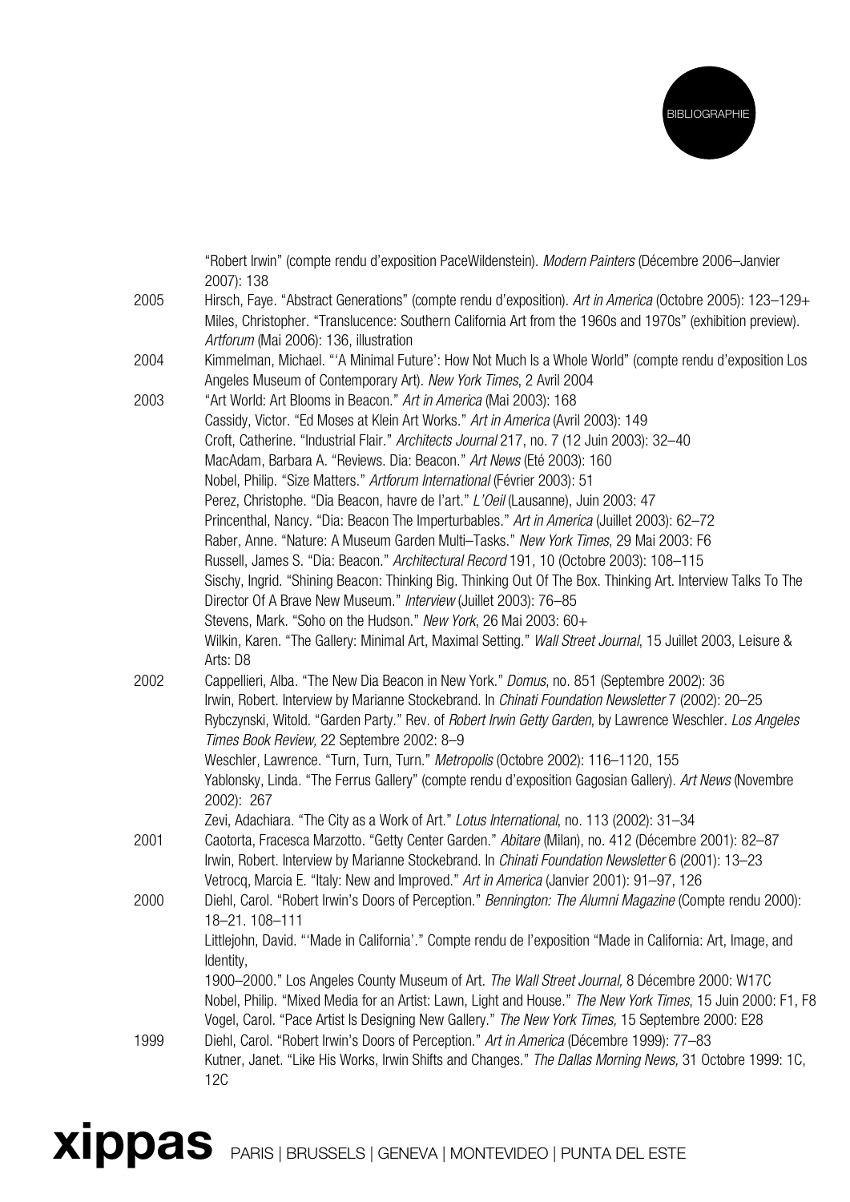"Robert Irwin" (compte rendu d'exposition PaceWildenstein). *Modern Painters* (Décembre 2006–Janvier 2007): 138

2005 Hirsch, Faye. "Abstract Generations" (compte rendu d'exposition). *Art in America* (Octobre 2005): 123–129+

Miles, Christopher. "Translucence: Southern California Art from the 1960s and 1970s" (exhibition preview). *Artforum* (Mai 2006): 136, illustration

2004 Kimmelman, Michael. "'A Minimal Future': How Not Much Is a Whole World" (compte rendu d'exposition Los Angeles Museum of Contemporary Art). *New York Times*, 2 Avril 2004

2003 "Art World: Art Blooms in Beacon." *Art in America* (Mai 2003): 168

Cassidy, Victor. "Ed Moses at Klein Art Works." *Art in America* (Avril 2003): 149

Croft, Catherine. "Industrial Flair." *Architects Journal* 217, no. 7 (12 Juin 2003): 32–40

MacAdam, Barbara A. "Reviews. Dia: Beacon." *Art News* (Eté 2003): 160

Nobel, Philip. "Size Matters." *Artforum International* (Février 2003): 51

Perez, Christophe. "Dia Beacon, havre de l'art." *L'Oeil* (Lausanne), Juin 2003: 47

Princenthal, Nancy. "Dia: Beacon The Imperturbables." *Art in America* (Juillet 2003): 62–72

Raber, Anne. "Nature: A Museum Garden Multi–Tasks." *New York Times*, 29 Mai 2003: F6

Russell, James S. "Dia: Beacon." *Architectural Record* 191, 10 (Octobre 2003): 108–115

Sischy, Ingrid. "Shining Beacon: Thinking Big. Thinking Out Of The Box. Thinking Art. Interview Talks To The Director Of A Brave New Museum." *Interview* (Juillet 2003): 76–85

Stevens, Mark. "Soho on the Hudson." *New York*, 26 Mai 2003: 60+

Wilkin, Karen. "The Gallery: Minimal Art, Maximal Setting." *Wall Street Journal*, 15 Juillet 2003, Leisure & Arts: D8

2002 Cappellieri, Alba. "The New Dia Beacon in New York." *Domus*, no. 851 (Septembre 2002): 36

Irwin, Robert. Interview by Marianne Stockebrand. In *Chinati Foundation Newsletter* 7 (2002): 20–25

Rybczynski, Witold. "Garden Party." Rev. of *Robert Irwin Getty Garden*, by Lawrence Weschler. *Los Angeles Times Book Review,* 22 Septembre 2002: 8–9

Weschler, Lawrence. "Turn, Turn, Turn." *Metropolis* (Octobre 2002): 116–1120, 155

Yablonsky, Linda. "The Ferrus Gallery" (compte rendu d'exposition Gagosian Gallery). *Art News* (Novembre 2002): 267

Zevi, Adachiara. "The City as a Work of Art." *Lotus International*, no. 113 (2002): 31–34

2001 Caotorta, Fracesca Marzotto. "Getty Center Garden." *Abitare* (Milan), no. 412 (Décembre 2001): 82–87

Irwin, Robert. Interview by Marianne Stockebrand. In *Chinati Foundation Newsletter* 6 (2001): 13–23

Vetrocq, Marcia E. "Italy: New and Improved." *Art in America* (Janvier 2001): 91–97, 126

2000 Diehl, Carol. "Robert Irwin's Doors of Perception." *Bennington: The Alumni Magazine* (Compte rendu 2000): 18–21. 108–111

Littlejohn, David. "'Made in California'." Compte rendu de l'exposition "Made in California: Art, Image, and Identity,
1900–2000." Los Angeles County Museum of Art. *The Wall Street Journal,* 8 Décembre 2000: W17C

Nobel, Philip. "Mixed Media for an Artist: Lawn, Light and House." *The New York Times*, 15 Juin 2000: F1, F8

Vogel, Carol. "Pace Artist Is Designing New Gallery." *The New York Times,* 15 Septembre 2000: E28

1999 Diehl, Carol. "Robert Irwin's Doors of Perception." *Art in America* (Décembre 1999): 77–83

Kutner, Janet. "Like His Works, Irwin Shifts and Changes." *The Dallas Morning News,* 31 Octobre 1999: 1C, 12C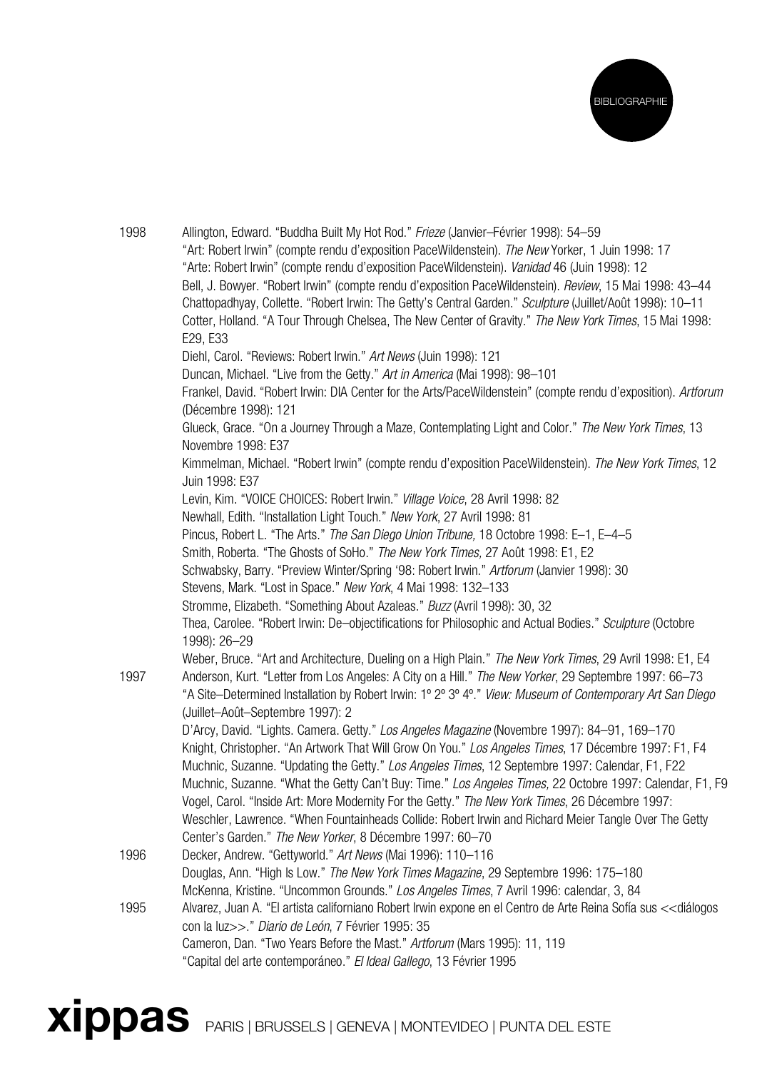BIBLIOGRAPHIE

1998

Allington, Edward. "Buddha Built My Hot Rod." *Frieze* (Janvier–Février 1998): 54–59
"Art: Robert Irwin" (compte rendu d'exposition PaceWildenstein). *The New* Yorker, 1 Juin 1998: 17
"Arte: Robert Irwin" (compte rendu d'exposition PaceWildenstein). *Vanidad* 46 (Juin 1998): 12
Bell, J. Bowyer. "Robert Irwin" (compte rendu d'exposition PaceWildenstein). *Review*, 15 Mai 1998: 43–44
Chattopadhyay, Collette. "Robert Irwin: The Getty's Central Garden." *Sculpture* (Juillet/Août 1998): 10–11
Cotter, Holland. "A Tour Through Chelsea, The New Center of Gravity." *The New York Times*, 15 Mai 1998: E29, E33
Diehl, Carol. "Reviews: Robert Irwin." *Art News* (Juin 1998): 121
Duncan, Michael. "Live from the Getty." *Art in America* (Mai 1998): 98–101
Frankel, David. "Robert Irwin: DIA Center for the Arts/PaceWildenstein" (compte rendu d'exposition). *Artforum* (Décembre 1998): 121
Glueck, Grace. "On a Journey Through a Maze, Contemplating Light and Color." *The New York Times*, 13 Novembre 1998: E37
Kimmelman, Michael. "Robert Irwin" (compte rendu d'exposition PaceWildenstein). *The New York Times*, 12 Juin 1998: E37
Levin, Kim. "VOICE CHOICES: Robert Irwin." *Village Voice*, 28 Avril 1998: 82
Newhall, Edith. "Installation Light Touch." *New York*, 27 Avril 1998: 81
Pincus, Robert L. "The Arts." *The San Diego Union Tribune,* 18 Octobre 1998: E–1, E–4–5
Smith, Roberta. "The Ghosts of SoHo." *The New York Times,* 27 Août 1998: E1, E2
Schwabsky, Barry. "Preview Winter/Spring '98: Robert Irwin." *Artforum* (Janvier 1998): 30
Stevens, Mark. "Lost in Space." *New York*, 4 Mai 1998: 132–133
Stromme, Elizabeth. "Something About Azaleas." *Buzz* (Avril 1998): 30, 32
Thea, Carolee. "Robert Irwin: De–objectifications for Philosophic and Actual Bodies." *Sculpture* (Octobre 1998): 26–29
Weber, Bruce. "Art and Architecture, Dueling on a High Plain." *The New York Times*, 29 Avril 1998: E1, E4

1997

Anderson, Kurt. "Letter from Los Angeles: A City on a Hill." *The New Yorker*, 29 Septembre 1997: 66–73
"A Site–Determined Installation by Robert Irwin: 1º 2º 3º 4º." *View: Museum of Contemporary Art San Diego* (Juillet–Août–Septembre 1997): 2
D'Arcy, David. "Lights. Camera. Getty." *Los Angeles Magazine* (Novembre 1997): 84–91, 169–170
Knight, Christopher. "An Artwork That Will Grow On You." *Los Angeles Times*, 17 Décembre 1997: F1, F4
Muchnic, Suzanne. "Updating the Getty." *Los Angeles Times*, 12 Septembre 1997: Calendar, F1, F22
Muchnic, Suzanne. "What the Getty Can't Buy: Time." *Los Angeles Times,* 22 Octobre 1997: Calendar, F1, F9
Vogel, Carol. "Inside Art: More Modernity For the Getty." *The New York Times*, 26 Décembre 1997:
Weschler, Lawrence. "When Fountainheads Collide: Robert Irwin and Richard Meier Tangle Over The Getty Center's Garden." *The New Yorker*, 8 Décembre 1997: 60–70

1996

Decker, Andrew. "Gettyworld." *Art News* (Mai 1996): 110–116
Douglas, Ann. "High Is Low." *The New York Times Magazine*, 29 Septembre 1996: 175–180
McKenna, Kristine. "Uncommon Grounds." *Los Angeles Times*, 7 Avril 1996: calendar, 3, 84

1995

Alvarez, Juan A. "El artista californiano Robert Irwin expone en el Centro de Arte Reina Sofía sus <<diálogos con la luz>>." *Diario de León*, 7 Février 1995: 35
Cameron, Dan. "Two Years Before the Mast." *Artforum* (Mars 1995): 11, 119
"Capital del arte contemporáneo." *El Ideal Gallego*, 13 Février 1995

**xippas** PARIS | BRUSSELS | GENEVA | MONTEVIDEO | PUNTA DEL ESTE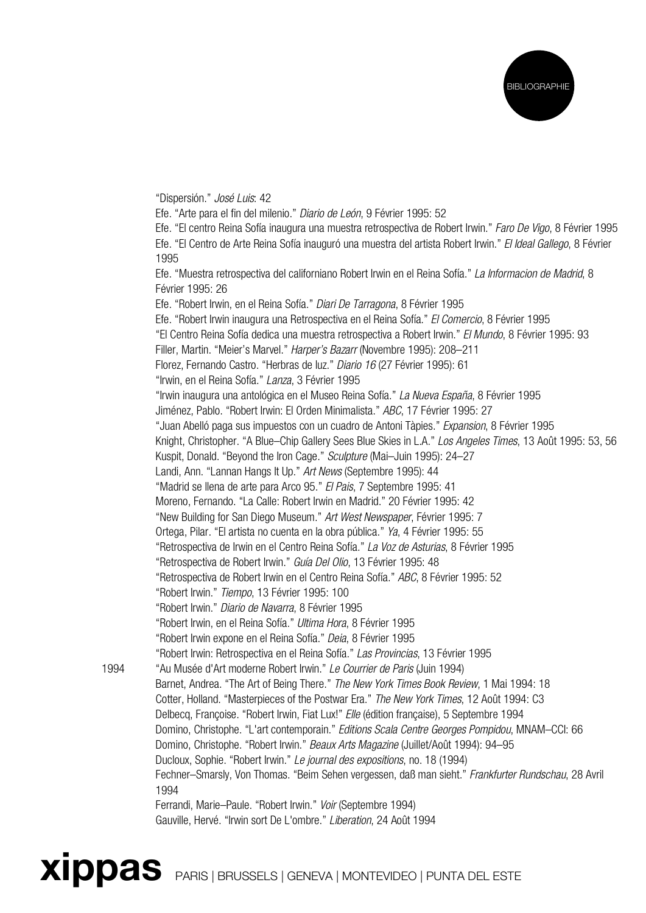"Dispersión." *José Luis*: 42

Efe. "Arte para el fin del milenio." *Diario de León*, 9 Février 1995: 52

Efe. "El centro Reina Sofía inaugura una muestra retrospectiva de Robert Irwin." *Faro De Vigo*, 8 Février 1995

Efe. "El Centro de Arte Reina Sofía inauguró una muestra del artista Robert Irwin." *El Ideal Gallego*, 8 Février 1995

Efe. "Muestra retrospectiva del californiano Robert Irwin en el Reina Sofía." *La Informacion de Madrid*, 8 Février 1995: 26

Efe. "Robert Irwin, en el Reina Sofía." *Diari De Tarragona*, 8 Février 1995

Efe. "Robert Irwin inaugura una Retrospectiva en el Reina Sofía." *El Comercio*, 8 Février 1995

"El Centro Reina Sofía dedica una muestra retrospectiva a Robert Irwin." *El Mundo*, 8 Février 1995: 93

Filler, Martin. "Meier's Marvel." *Harper's Bazarr* (Novembre 1995): 208–211

Florez, Fernando Castro. "Herbras de luz." *Diario 16* (27 Février 1995): 61

"Irwin, en el Reina Sofía." *Lanza*, 3 Février 1995

"Irwin inaugura una antológica en el Museo Reina Sofía." *La Nueva España*, 8 Février 1995

Jiménez, Pablo. "Robert Irwin: El Orden Minimalista." *ABC*, 17 Février 1995: 27

"Juan Abelló paga sus impuestos con un cuadro de Antoni Tàpies." *Expansion*, 8 Février 1995

Knight, Christopher. "A Blue–Chip Gallery Sees Blue Skies in L.A." *Los Angeles Times*, 13 Août 1995: 53, 56

Kuspit, Donald. "Beyond the Iron Cage." *Sculpture* (Mai–Juin 1995): 24–27

Landi, Ann. "Lannan Hangs It Up." *Art News* (Septembre 1995): 44

"Madrid se llena de arte para Arco 95." *El Pais*, 7 Septembre 1995: 41

Moreno, Fernando. "La Calle: Robert Irwin en Madrid." 20 Février 1995: 42

"New Building for San Diego Museum." *Art West Newspaper*, Février 1995: 7

Ortega, Pilar. "El artista no cuenta en la obra pública." *Ya*, 4 Février 1995: 55

"Retrospectiva de Irwin en el Centro Reina Sofía." *La Voz de Asturias*, 8 Février 1995

"Retrospectiva de Robert Irwin." *Guía Del Olio*, 13 Février 1995: 48

"Retrospectiva de Robert Irwin en el Centro Reina Sofía." *ABC*, 8 Février 1995: 52

"Robert Irwin." *Tiempo*, 13 Février 1995: 100

"Robert Irwin." *Diario de Navarra*, 8 Février 1995

"Robert Irwin, en el Reina Sofía." *Ultima Hora*, 8 Février 1995

"Robert Irwin expone en el Reina Sofía." *Deia*, 8 Février 1995

"Robert Irwin: Retrospectiva en el Reina Sofía." *Las Provincias*, 13 Février 1995

**1994**

"Au Musée d'Art moderne Robert Irwin." *Le Courrier de Paris* (Juin 1994)

Barnet, Andrea. "The Art of Being There." *The New York Times Book Review*, 1 Mai 1994: 18

Cotter, Holland. "Masterpieces of the Postwar Era." *The New York Times*, 12 Août 1994: C3

Delbecq, Françoise. "Robert Irwin, Fiat Lux!" *Elle* (édition française), 5 Septembre 1994

Domino, Christophe. "L'art contemporain." *Editions Scala Centre Georges Pompidou*, MNAM–CCI: 66

Domino, Christophe. "Robert Irwin." *Beaux Arts Magazine* (Juillet/Août 1994): 94–95

Ducloux, Sophie. "Robert Irwin." *Le journal des expositions*, no. 18 (1994)

Fechner–Smarsly, Von Thomas. "Beim Sehen vergessen, daß man sieht." *Frankfurter Rundschau*, 28 Avril 1994

Ferrandi, Marie–Paule. "Robert Irwin." *Voir* (Septembre 1994)

Gauville, Hervé. "Irwin sort De L'ombre." *Liberation*, 24 Août 1994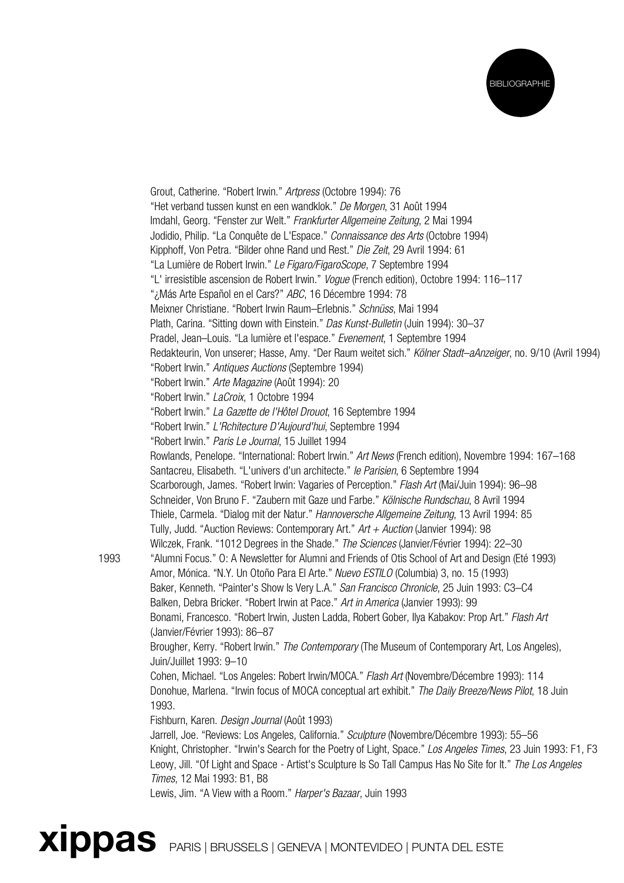Grout, Catherine. "Robert Irwin." *Artpress* (Octobre 1994): 76

"Het verband tussen kunst en een wandklok." *De Morgen*, 31 Août 1994

Imdahl, Georg. "Fenster zur Welt." *Frankfurter Allgemeine Zeitung*, 2 Mai 1994

Jodidio, Philip. "La Conquête de L'Espace." *Connaissance des Arts* (Octobre 1994)

Kipphoff, Von Petra. "Bilder ohne Rand und Rest." *Die Zeit*, 29 Avril 1994: 61

"La Lumière de Robert Irwin." *Le Figaro/FigaroScope*, 7 Septembre 1994

"L' irresistible ascension de Robert Irwin." *Vogue* (French edition), Octobre 1994: 116–117

"¿Más Arte Español en el Cars?" *ABC*, 16 Décembre 1994: 78

Meixner Christiane. "Robert Irwin Raum–Erlebnis." *Schnüss*, Mai 1994

Plath, Carina. "Sitting down with Einstein." *Das Kunst-Bulletin* (Juin 1994): 30–37

Pradel, Jean–Louis. "La lumière et l'espace." *Evenement*, 1 Septembre 1994

Redakteurin, Von unserer; Hasse, Amy. "Der Raum weitet sich." *Kölner Stadt–aAnzeiger*, no. 9/10 (Avril 1994)

"Robert Irwin." *Antiques Auctions* (Septembre 1994)

"Robert Irwin." *Arte Magazine* (Août 1994): 20

"Robert Irwin." *LaCroix*, 1 Octobre 1994

"Robert Irwin." *La Gazette de l'Hôtel Drouot*, 16 Septembre 1994

"Robert Irwin." *L'Rchitecture D'Aujourd'hui*, Septembre 1994

"Robert Irwin." *Paris Le Journal*, 15 Juillet 1994

Rowlands, Penelope. "International: Robert Irwin." *Art News* (French edition), Novembre 1994: 167–168

Santacreu, Elisabeth. "L'univers d'un architecte." *le Parisien*, 6 Septembre 1994

Scarborough, James. "Robert Irwin: Vagaries of Perception." *Flash Art* (Mai/Juin 1994): 96–98

Schneider, Von Bruno F. "Zaubern mit Gaze und Farbe." *Kölnische Rundschau*, 8 Avril 1994

Thiele, Carmela. "Dialog mit der Natur." *Hannoversche Allgemeine Zeitung*, 13 Avril 1994: 85

Tully, Judd. "Auction Reviews: Contemporary Art." *Art + Auction* (Janvier 1994): 98

Wilczek, Frank. "1012 Degrees in the Shade." *The Sciences* (Janvier/Février 1994): 22–30

1993

"Alumni Focus." O: A Newsletter for Alumni and Friends of Otis School of Art and Design (Eté 1993)

Amor, Mónica. "N.Y. Un Otoño Para El Arte." *Nuevo ESTILO* (Columbia) 3, no. 15 (1993)

Baker, Kenneth. "Painter's Show Is Very L.A." *San Francisco Chronicle*, 25 Juin 1993: C3–C4

Balken, Debra Bricker. "Robert Irwin at Pace." *Art in America* (Janvier 1993): 99

Bonami, Francesco. "Robert Irwin, Justen Ladda, Robert Gober, Ilya Kabakov: Prop Art." *Flash Art* (Janvier/Février 1993): 86–87

Brougher, Kerry. "Robert Irwin." *The Contemporary* (The Museum of Contemporary Art, Los Angeles), Juin/Juillet 1993: 9–10

Cohen, Michael. "Los Angeles: Robert Irwin/MOCA." *Flash Art* (Novembre/Décembre 1993): 114

Donohue, Marlena. "Irwin focus of MOCA conceptual art exhibit." *The Daily Breeze/News Pilot*, 18 Juin 1993.

Fishburn, Karen. *Design Journal* (Août 1993)

Jarrell, Joe. "Reviews: Los Angeles, California." *Sculpture* (Novembre/Décembre 1993): 55–56

Knight, Christopher. "Irwin's Search for the Poetry of Light, Space." *Los Angeles Times*, 23 Juin 1993: F1, F3

Leovy, Jill. "Of Light and Space - Artist's Sculpture Is So Tall Campus Has No Site for It." *The Los Angeles Times*, 12 Mai 1993: B1, B8

Lewis, Jim. "A View with a Room." *Harper's Bazaar*, Juin 1993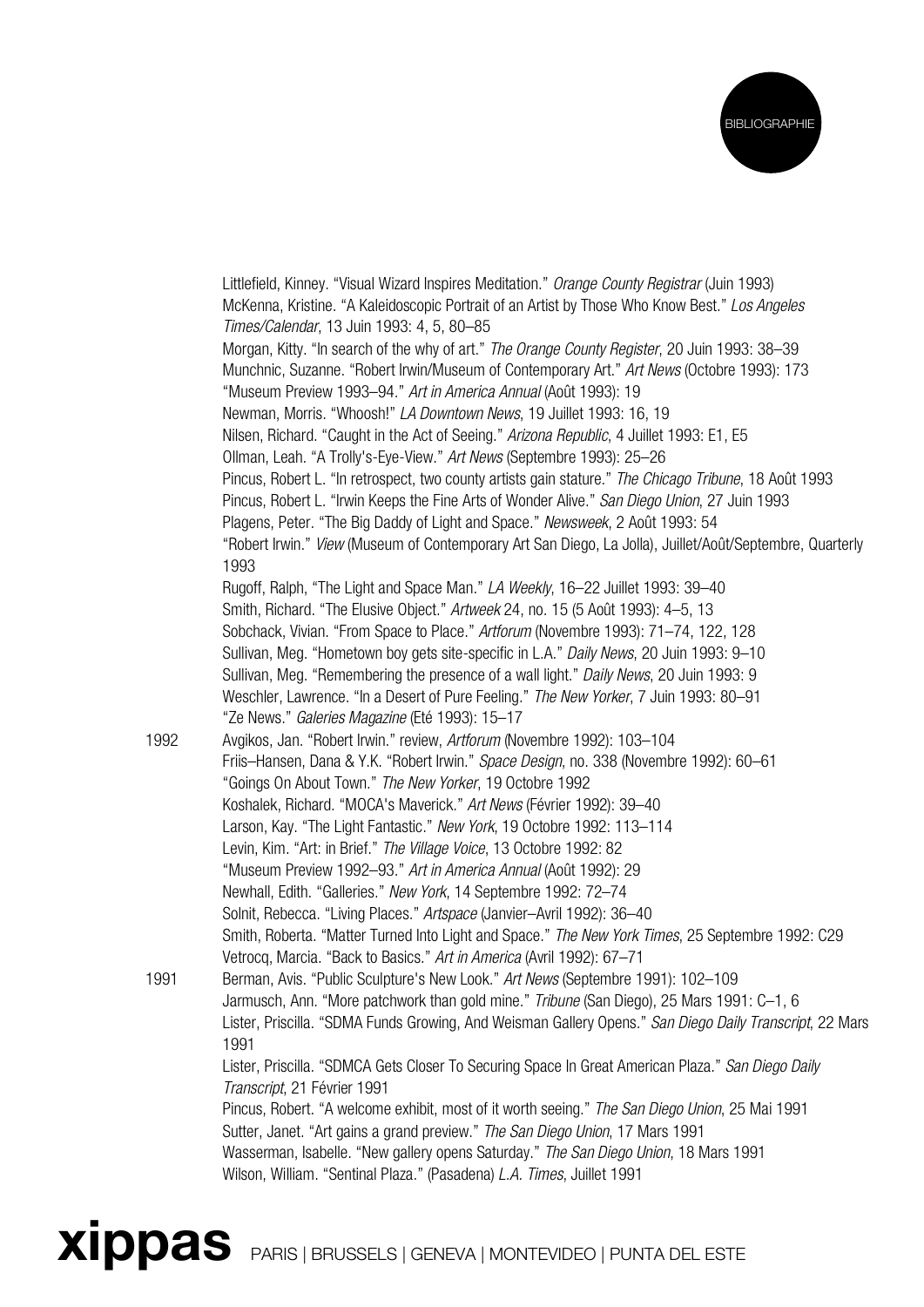Littlefield, Kinney. "Visual Wizard Inspires Meditation." *Orange County Registrar* (Juin 1993)
McKenna, Kristine. "A Kaleidoscopic Portrait of an Artist by Those Who Know Best." *Los Angeles Times/Calendar*, 13 Juin 1993: 4, 5, 80–85
Morgan, Kitty. "In search of the why of art." *The Orange County Register*, 20 Juin 1993: 38–39
Munchnic, Suzanne. "Robert Irwin/Museum of Contemporary Art." *Art News* (Octobre 1993): 173
"Museum Preview 1993–94." *Art in America Annual* (Août 1993): 19
Newman, Morris. "Whoosh!" *LA Downtown News*, 19 Juillet 1993: 16, 19
Nilsen, Richard. "Caught in the Act of Seeing." *Arizona Republic*, 4 Juillet 1993: E1, E5
Ollman, Leah. "A Trolly's-Eye-View." *Art News* (Septembre 1993): 25–26
Pincus, Robert L. "In retrospect, two county artists gain stature." *The Chicago Tribune*, 18 Août 1993
Pincus, Robert L. "Irwin Keeps the Fine Arts of Wonder Alive." *San Diego Union*, 27 Juin 1993
Plagens, Peter. "The Big Daddy of Light and Space." *Newsweek*, 2 Août 1993: 54
"Robert Irwin." *View* (Museum of Contemporary Art San Diego, La Jolla), Juillet/Août/Septembre, Quarterly 1993
Rugoff, Ralph, "The Light and Space Man." *LA Weekly*, 16–22 Juillet 1993: 39–40
Smith, Richard. "The Elusive Object." *Artweek* 24, no. 15 (5 Août 1993): 4–5, 13
Sobchack, Vivian. "From Space to Place." *Artforum* (Novembre 1993): 71–74, 122, 128
Sullivan, Meg. "Hometown boy gets site-specific in L.A." *Daily News*, 20 Juin 1993: 9–10
Sullivan, Meg. "Remembering the presence of a wall light." *Daily News*, 20 Juin 1993: 9
Weschler, Lawrence. "In a Desert of Pure Feeling." *The New Yorker*, 7 Juin 1993: 80–91
"Ze News." *Galeries Magazine* (Eté 1993): 15–17

1992
Avgikos, Jan. "Robert Irwin." review, *Artforum* (Novembre 1992): 103–104
Friis–Hansen, Dana & Y.K. "Robert Irwin." *Space Design*, no. 338 (Novembre 1992): 60–61
"Goings On About Town." *The New Yorker*, 19 Octobre 1992
Koshalek, Richard. "MOCA's Maverick." *Art News* (Février 1992): 39–40
Larson, Kay. "The Light Fantastic." *New York*, 19 Octobre 1992: 113–114
Levin, Kim. "Art: in Brief." *The Village Voice*, 13 Octobre 1992: 82
"Museum Preview 1992–93." *Art in America Annual* (Août 1992): 29
Newhall, Edith. "Galleries." *New York*, 14 Septembre 1992: 72–74
Solnit, Rebecca. "Living Places." *Artspace* (Janvier–Avril 1992): 36–40
Smith, Roberta. "Matter Turned Into Light and Space." *The New York Times*, 25 Septembre 1992: C29
Vetrocq, Marcia. "Back to Basics." *Art in America* (Avril 1992): 67–71

1991
Berman, Avis. "Public Sculpture's New Look." *Art News* (Septembre 1991): 102–109
Jarmusch, Ann. "More patchwork than gold mine." *Tribune* (San Diego), 25 Mars 1991: C–1, 6
Lister, Priscilla. "SDMA Funds Growing, And Weisman Gallery Opens." *San Diego Daily Transcript*, 22 Mars 1991
Lister, Priscilla. "SDMCA Gets Closer To Securing Space In Great American Plaza." *San Diego Daily Transcript*, 21 Février 1991
Pincus, Robert. "A welcome exhibit, most of it worth seeing." *The San Diego Union*, 25 Mai 1991
Sutter, Janet. "Art gains a grand preview." *The San Diego Union*, 17 Mars 1991
Wasserman, Isabelle. "New gallery opens Saturday." *The San Diego Union*, 18 Mars 1991
Wilson, William. "Sentinal Plaza." (Pasadena) *L.A. Times*, Juillet 1991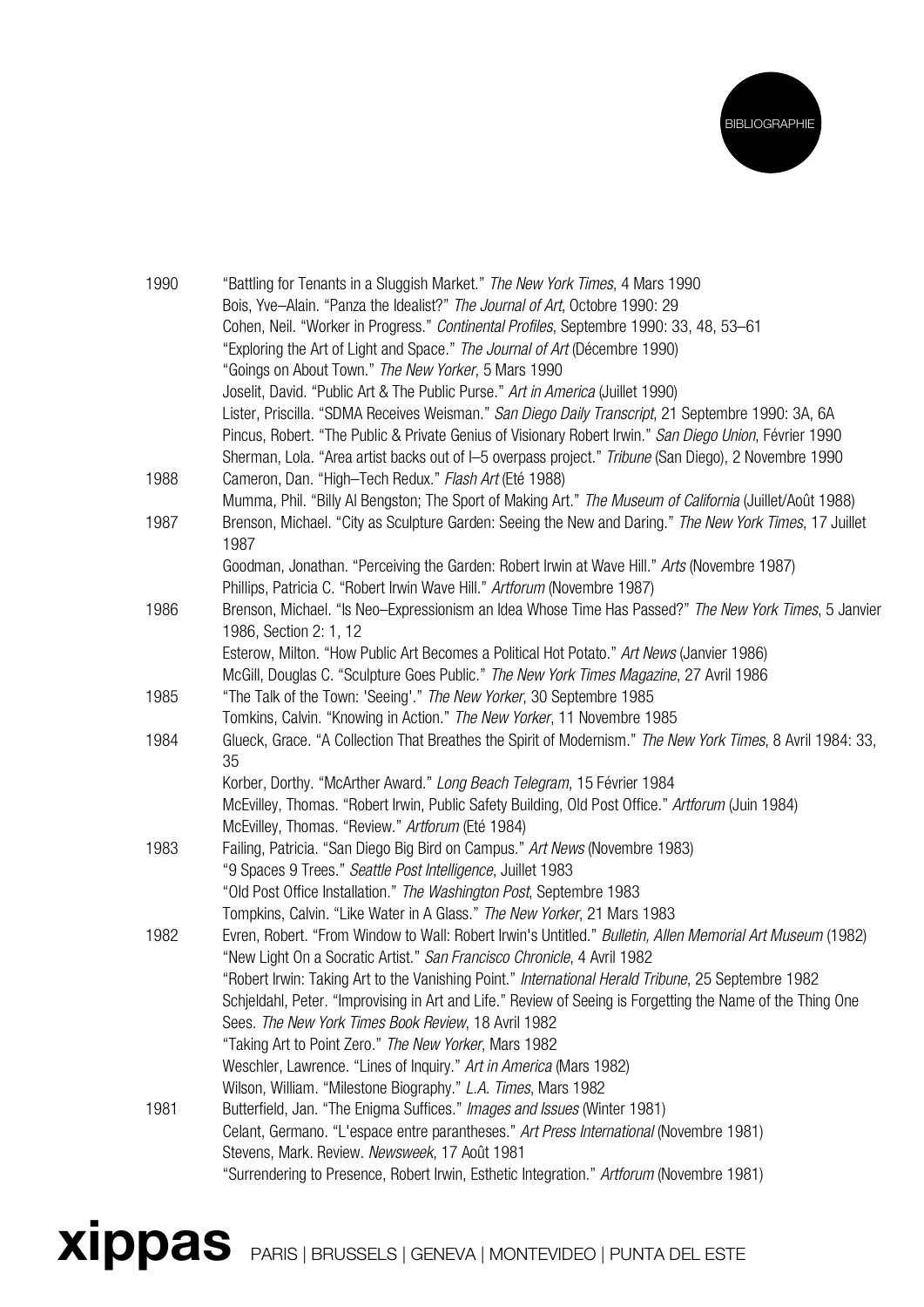| | |
|---|---|
| 1990 | "Battling for Tenants in a Sluggish Market." *The New York Times*, 4 Mars 1990 |
| | Bois, Yve–Alain. "Panza the Idealist?" *The Journal of Art*, Octobre 1990: 29 |
| | Cohen, Neil. "Worker in Progress." *Continental Profiles*, Septembre 1990: 33, 48, 53–61 |
| | "Exploring the Art of Light and Space." *The Journal of Art* (Décembre 1990) |
| | "Goings on About Town." *The New Yorker*, 5 Mars 1990 |
| | Joselit, David. "Public Art & The Public Purse." *Art in America* (Juillet 1990) |
| | Lister, Priscilla. "SDMA Receives Weisman." *San Diego Daily Transcript*, 21 Septembre 1990: 3A, 6A |
| | Pincus, Robert. "The Public & Private Genius of Visionary Robert Irwin." *San Diego Union*, Février 1990 |
| | Sherman, Lola. "Area artist backs out of I–5 overpass project." *Tribune* (San Diego), 2 Novembre 1990 |
| 1988 | Cameron, Dan. "High–Tech Redux." *Flash Art* (Eté 1988) |
| | Mumma, Phil. "Billy Al Bengston; The Sport of Making Art." *The Museum of California* (Juillet/Août 1988) |
| 1987 | Brenson, Michael. "City as Sculpture Garden: Seeing the New and Daring." *The New York Times*, 17 Juillet 1987 |
| | Goodman, Jonathan. "Perceiving the Garden: Robert Irwin at Wave Hill." *Arts* (Novembre 1987) |
| | Phillips, Patricia C. "Robert Irwin Wave Hill." *Artforum* (Novembre 1987) |
| 1986 | Brenson, Michael. "Is Neo–Expressionism an Idea Whose Time Has Passed?" *The New York Times*, 5 Janvier 1986, Section 2: 1, 12 |
| | Esterow, Milton. "How Public Art Becomes a Political Hot Potato." *Art News* (Janvier 1986) |
| | McGill, Douglas C. "Sculpture Goes Public." *The New York Times Magazine*, 27 Avril 1986 |
| 1985 | "The Talk of the Town: 'Seeing'." *The New Yorker*, 30 Septembre 1985 |
| | Tomkins, Calvin. "Knowing in Action." *The New Yorker*, 11 Novembre 1985 |
| 1984 | Glueck, Grace. "A Collection That Breathes the Spirit of Modernism." *The New York Times*, 8 Avril 1984: 33, 35 |
| | Korber, Dorthy. "McArther Award." *Long Beach Telegram*, 15 Février 1984 |
| | McEvilley, Thomas. "Robert Irwin, Public Safety Building, Old Post Office." *Artforum* (Juin 1984) |
| | McEvilley, Thomas. "Review." *Artforum* (Eté 1984) |
| 1983 | Failing, Patricia. "San Diego Big Bird on Campus." *Art News* (Novembre 1983) |
| | "9 Spaces 9 Trees." *Seattle Post Intelligence*, Juillet 1983 |
| | "Old Post Office Installation." *The Washington Post*, Septembre 1983 |
| | Tompkins, Calvin. "Like Water in A Glass." *The New Yorker*, 21 Mars 1983 |
| 1982 | Evren, Robert. "From Window to Wall: Robert Irwin's Untitled." *Bulletin, Allen Memorial Art Museum* (1982) |
| | "New Light On a Socratic Artist." *San Francisco Chronicle*, 4 Avril 1982 |
| | "Robert Irwin: Taking Art to the Vanishing Point." *International Herald Tribune*, 25 Septembre 1982 |
| | Schjeldahl, Peter. "Improvising in Art and Life." Review of Seeing is Forgetting the Name of the Thing One Sees. *The New York Times Book Review*, 18 Avril 1982 |
| | "Taking Art to Point Zero." *The New Yorker*, Mars 1982 |
| | Weschler, Lawrence. "Lines of Inquiry." *Art in America* (Mars 1982) |
| | Wilson, William. "Milestone Biography." *L.A. Times*, Mars 1982 |
| 1981 | Butterfield, Jan. "The Enigma Suffices." *Images and Issues* (Winter 1981) |
| | Celant, Germano. "L'espace entre parantheses." *Art Press International* (Novembre 1981) |
| | Stevens, Mark. Review. *Newsweek*, 17 Août 1981 |
| | "Surrendering to Presence, Robert Irwin, Esthetic Integration." *Artforum* (Novembre 1981) |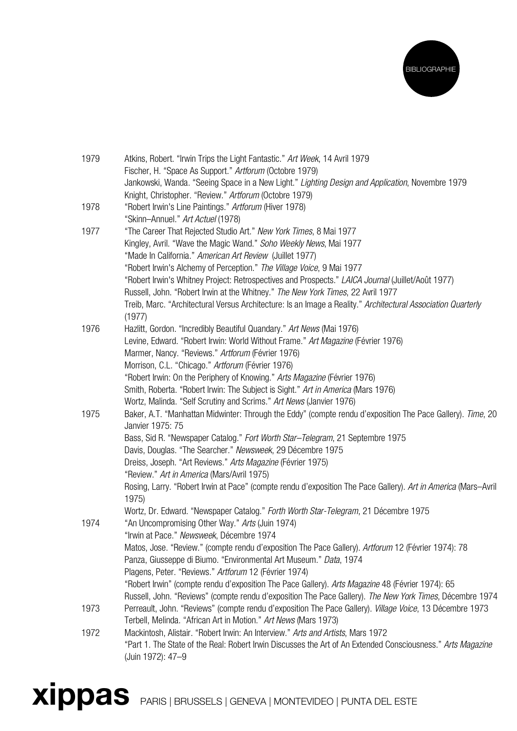BIBLIOGRAPHIE

**1979**

Atkins, Robert. “Irwin Trips the Light Fantastic.” *Art Week*, 14 Avril 1979

Fischer, H. “Space As Support.” *Artforum* (Octobre 1979)

Jankowski, Wanda. “Seeing Space in a New Light.” *Lighting Design and Application*, Novembre 1979

Knight, Christopher. “Review.” *Artforum* (Octobre 1979)

**1978**

“Robert Irwin's Line Paintings.” *Artforum* (Hiver 1978)

“Skinn–Annuel.” *Art Actuel* (1978)

**1977**

“The Career That Rejected Studio Art.” *New York Times*, 8 Mai 1977

Kingley, Avril. “Wave the Magic Wand.” *Soho Weekly News*, Mai 1977

“Made In California.” *American Art Review* (Juillet 1977)

“Robert Irwin's Alchemy of Perception.” *The Village Voice*, 9 Mai 1977

“Robert Irwin's Whitney Project: Retrospectives and Prospects.” *LAICA Journal* (Juillet/Août 1977)

Russell, John. “Robert Irwin at the Whitney.” *The New York Times*, 22 Avril 1977

Treib, Marc. “Architectural Versus Architecture: Is an Image a Reality.” *Architectural Association Quarterly* (1977)

**1976**

Hazlitt, Gordon. “Incredibly Beautiful Quandary.” *Art News* (Mai 1976)

Levine, Edward. “Robert Irwin: World Without Frame.” *Art Magazine* (Février 1976)

Marmer, Nancy. “Reviews.” *Artforum* (Février 1976)

Morrison, C.L. “Chicago.” *Artforum* (Février 1976)

“Robert Irwin: On the Periphery of Knowing.” *Arts Magazine* (Février 1976)

Smith, Roberta. “Robert Irwin: The Subject is Sight.” *Art in America* (Mars 1976)

Wortz, Malinda. “Self Scrutiny and Scrims.” *Art News* (Janvier 1976)

**1975**

Baker, A.T. “Manhattan Midwinter: Through the Eddy” (compte rendu d’exposition The Pace Gallery). *Time*, 20 Janvier 1975: 75

Bass, Sid R. “Newspaper Catalog.” *Fort Worth Star–Telegram*, 21 Septembre 1975

Davis, Douglas. “The Searcher.” *Newsweek*, 29 Décembre 1975

Dreiss, Joseph. “Art Reviews.” *Arts Magazine* (Février 1975)

“Review.” *Art in America* (Mars/Avril 1975)

Rosing, Larry. “Robert Irwin at Pace” (compte rendu d’exposition The Pace Gallery). *Art in America* (Mars–Avril 1975)

Wortz, Dr. Edward. “Newspaper Catalog.” *Forth Worth Star-Telegram*, 21 Décembre 1975

**1974**

“An Uncompromising Other Way.” *Arts* (Juin 1974)

“Irwin at Pace.” *Newsweek*, Décembre 1974

Matos, Jose. “Review.” (compte rendu d’exposition The Pace Gallery). *Artforum* 12 (Février 1974): 78

Panza, Giusseppe di Biumo. “Environmental Art Museum.” *Data*, 1974

Plagens, Peter. “Reviews.” *Artforum* 12 (Février 1974)

“Robert Irwin” (compte rendu d’exposition The Pace Gallery). *Arts Magazine* 48 (Février 1974): 65

Russell, John. “Reviews” (compte rendu d’exposition The Pace Gallery). *The New York Times*, Décembre 1974

**1973**

Perreault, John. “Reviews” (compte rendu d’exposition The Pace Gallery). *Village Voice*, 13 Décembre 1973

Terbell, Melinda. “African Art in Motion.” *Art News* (Mars 1973)

**1972**

Mackintosh, Alistair. “Robert Irwin: An Interview.” *Arts and Artists*, Mars 1972

“Part 1. The State of the Real: Robert Irwin Discusses the Art of An Extended Consciousness.” *Arts Magazine* (Juin 1972): 47–9

**xippas** PARIS | BRUSSELS | GENEVA | MONTEVIDEO | PUNTA DEL ESTE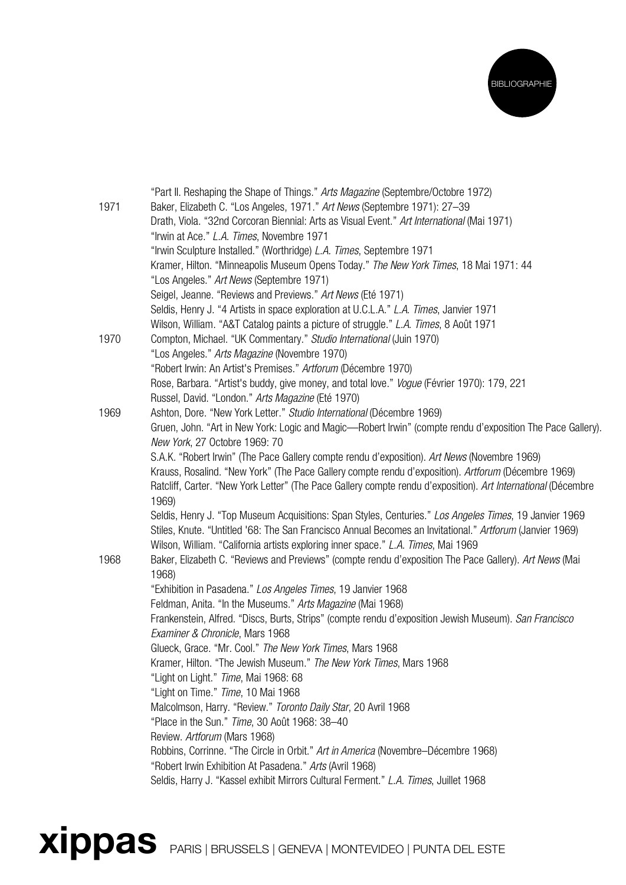"Part II. Reshaping the Shape of Things." *Arts Magazine* (Septembre/Octobre 1972)

**1971**

Baker, Elizabeth C. "Los Angeles, 1971." *Art News* (Septembre 1971): 27–39

Drath, Viola. "32nd Corcoran Biennial: Arts as Visual Event." *Art International* (Mai 1971)

"Irwin at Ace." *L.A. Times*, Novembre 1971

"Irwin Sculpture Installed." (Worthridge) *L.A. Times*, Septembre 1971

Kramer, Hilton. "Minneapolis Museum Opens Today." *The New York Times*, 18 Mai 1971: 44

"Los Angeles." *Art News* (Septembre 1971)

Seigel, Jeanne. "Reviews and Previews." *Art News* (Eté 1971)

Seldis, Henry J. "4 Artists in space exploration at U.C.L.A." *L.A. Times*, Janvier 1971

Wilson, William. "A&T Catalog paints a picture of struggle." *L.A. Times*, 8 Août 1971

**1970**

Compton, Michael. "UK Commentary." *Studio International* (Juin 1970)

"Los Angeles." *Arts Magazine* (Novembre 1970)

"Robert Irwin: An Artist's Premises." *Artforum* (Décembre 1970)

Rose, Barbara. "Artist's buddy, give money, and total love." *Vogue* (Février 1970): 179, 221

Russel, David. "London." *Arts Magazine* (Eté 1970)

**1969**

Ashton, Dore. "New York Letter." *Studio International* (Décembre 1969)

Gruen, John. "Art in New York: Logic and Magic—Robert Irwin" (compte rendu d'exposition The Pace Gallery). *New York*, 27 Octobre 1969: 70

S.A.K. "Robert Irwin" (The Pace Gallery compte rendu d'exposition). *Art News* (Novembre 1969)

Krauss, Rosalind. "New York" (The Pace Gallery compte rendu d'exposition). *Artforum* (Décembre 1969)

Ratcliff, Carter. "New York Letter" (The Pace Gallery compte rendu d'exposition). *Art International* (Décembre 1969)

Seldis, Henry J. "Top Museum Acquisitions: Span Styles, Centuries." *Los Angeles Times*, 19 Janvier 1969

Stiles, Knute. "Untitled '68: The San Francisco Annual Becomes an Invitational." *Artforum* (Janvier 1969)

Wilson, William. "California artists exploring inner space." *L.A. Times*, Mai 1969

**1968**

Baker, Elizabeth C. "Reviews and Previews" (compte rendu d'exposition The Pace Gallery). *Art News* (Mai 1968)

"Exhibition in Pasadena." *Los Angeles Times*, 19 Janvier 1968

Feldman, Anita. "In the Museums." *Arts Magazine* (Mai 1968)

Frankenstein, Alfred. "Discs, Burts, Strips" (compte rendu d'exposition Jewish Museum). *San Francisco Examiner & Chronicle*, Mars 1968

Glueck, Grace. "Mr. Cool." *The New York Times*, Mars 1968

Kramer, Hilton. "The Jewish Museum." *The New York Times*, Mars 1968

"Light on Light." *Time*, Mai 1968: 68

"Light on Time." *Time*, 10 Mai 1968

Malcolmson, Harry. "Review." *Toronto Daily Star*, 20 Avril 1968

"Place in the Sun." *Time*, 30 Août 1968: 38–40

Review. *Artforum* (Mars 1968)

Robbins, Corrinne. "The Circle in Orbit." *Art in America* (Novembre–Décembre 1968)

"Robert Irwin Exhibition At Pasadena." *Arts* (Avril 1968)

Seldis, Harry J. "Kassel exhibit Mirrors Cultural Ferment." *L.A. Times*, Juillet 1968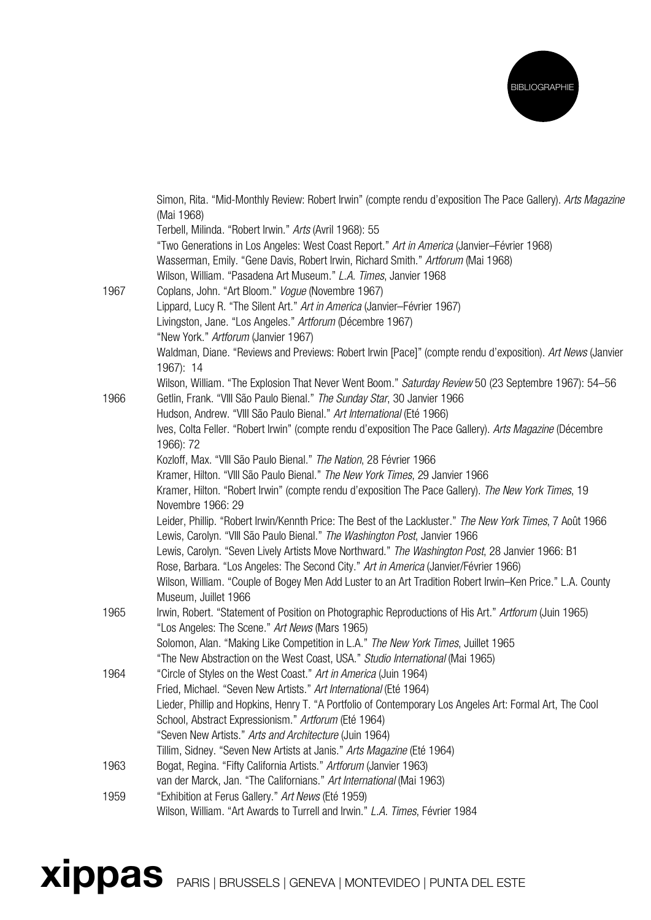Simon, Rita. "Mid-Monthly Review: Robert Irwin" (compte rendu d'exposition The Pace Gallery). *Arts Magazine* (Mai 1968)
Terbell, Milinda. "Robert Irwin." *Arts* (Avril 1968): 55
"Two Generations in Los Angeles: West Coast Report." *Art in America* (Janvier–Février 1968)
Wasserman, Emily. "Gene Davis, Robert Irwin, Richard Smith." *Artforum* (Mai 1968)
Wilson, William. "Pasadena Art Museum." *L.A. Times*, Janvier 1968

**1967**

Coplans, John. "Art Bloom." *Vogue* (Novembre 1967)
Lippard, Lucy R. "The Silent Art." *Art in America* (Janvier–Février 1967)
Livingston, Jane. "Los Angeles." *Artforum* (Décembre 1967)
"New York." *Artforum* (Janvier 1967)
Waldman, Diane. "Reviews and Previews: Robert Irwin [Pace]" (compte rendu d'exposition). *Art News* (Janvier 1967): 14
Wilson, William. "The Explosion That Never Went Boom." *Saturday Review* 50 (23 Septembre 1967): 54–56

**1966**

Getlin, Frank. "VIII São Paulo Bienal." *The Sunday Star*, 30 Janvier 1966
Hudson, Andrew. "VIII São Paulo Bienal." *Art International* (Eté 1966)
Ives, Colta Feller. "Robert Irwin" (compte rendu d'exposition The Pace Gallery). *Arts Magazine* (Décembre 1966): 72
Kozloff, Max. "VIII São Paulo Bienal." *The Nation*, 28 Février 1966
Kramer, Hilton. "VIII São Paulo Bienal." *The New York Times*, 29 Janvier 1966
Kramer, Hilton. "Robert Irwin" (compte rendu d'exposition The Pace Gallery). *The New York Times*, 19 Novembre 1966: 29
Leider, Phillip. "Robert Irwin/Kennth Price: The Best of the Lackluster." *The New York Times*, 7 Août 1966
Lewis, Carolyn. "VIII São Paulo Bienal." *The Washington Post*, Janvier 1966
Lewis, Carolyn. "Seven Lively Artists Move Northward." *The Washington Post*, 28 Janvier 1966: B1
Rose, Barbara. "Los Angeles: The Second City." *Art in America* (Janvier/Février 1966)
Wilson, William. "Couple of Bogey Men Add Luster to an Art Tradition Robert Irwin–Ken Price." L.A. County Museum, Juillet 1966

**1965**

Irwin, Robert. "Statement of Position on Photographic Reproductions of His Art." *Artforum* (Juin 1965)
"Los Angeles: The Scene." *Art News* (Mars 1965)
Solomon, Alan. "Making Like Competition in L.A." *The New York Times*, Juillet 1965
"The New Abstraction on the West Coast, USA." *Studio International* (Mai 1965)

**1964**

"Circle of Styles on the West Coast." *Art in America* (Juin 1964)
Fried, Michael. "Seven New Artists." *Art International* (Eté 1964)
Lieder, Phillip and Hopkins, Henry T. "A Portfolio of Contemporary Los Angeles Art: Formal Art, The Cool School, Abstract Expressionism." *Artforum* (Eté 1964)
"Seven New Artists." *Arts and Architecture* (Juin 1964)
Tillim, Sidney. "Seven New Artists at Janis." *Arts Magazine* (Eté 1964)

**1963**

Bogat, Regina. "Fifty California Artists." *Artforum* (Janvier 1963)
van der Marck, Jan. "The Californians." *Art International* (Mai 1963)

**1959**

"Exhibition at Ferus Gallery." *Art News* (Eté 1959)
Wilson, William. "Art Awards to Turrell and Irwin." *L.A. Times*, Février 1984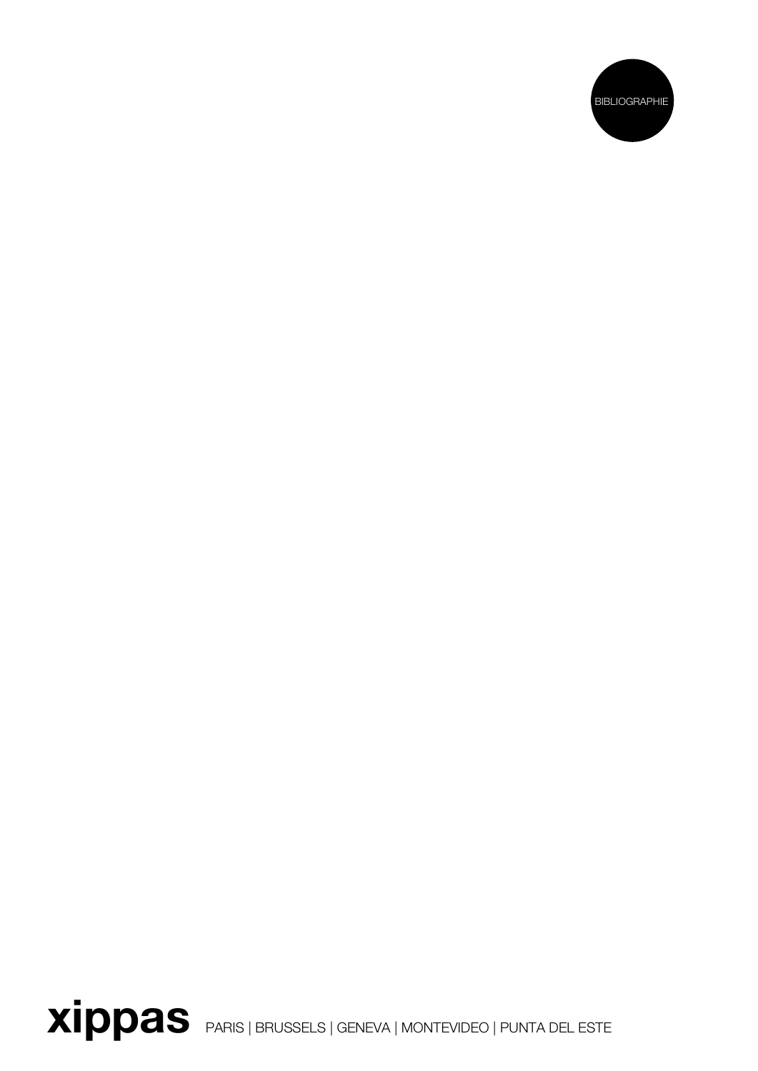BIBLIOGRAPHIE

**xippas** PARIS | BRUSSELS | GENEVA | MONTEVIDEO | PUNTA DEL ESTE